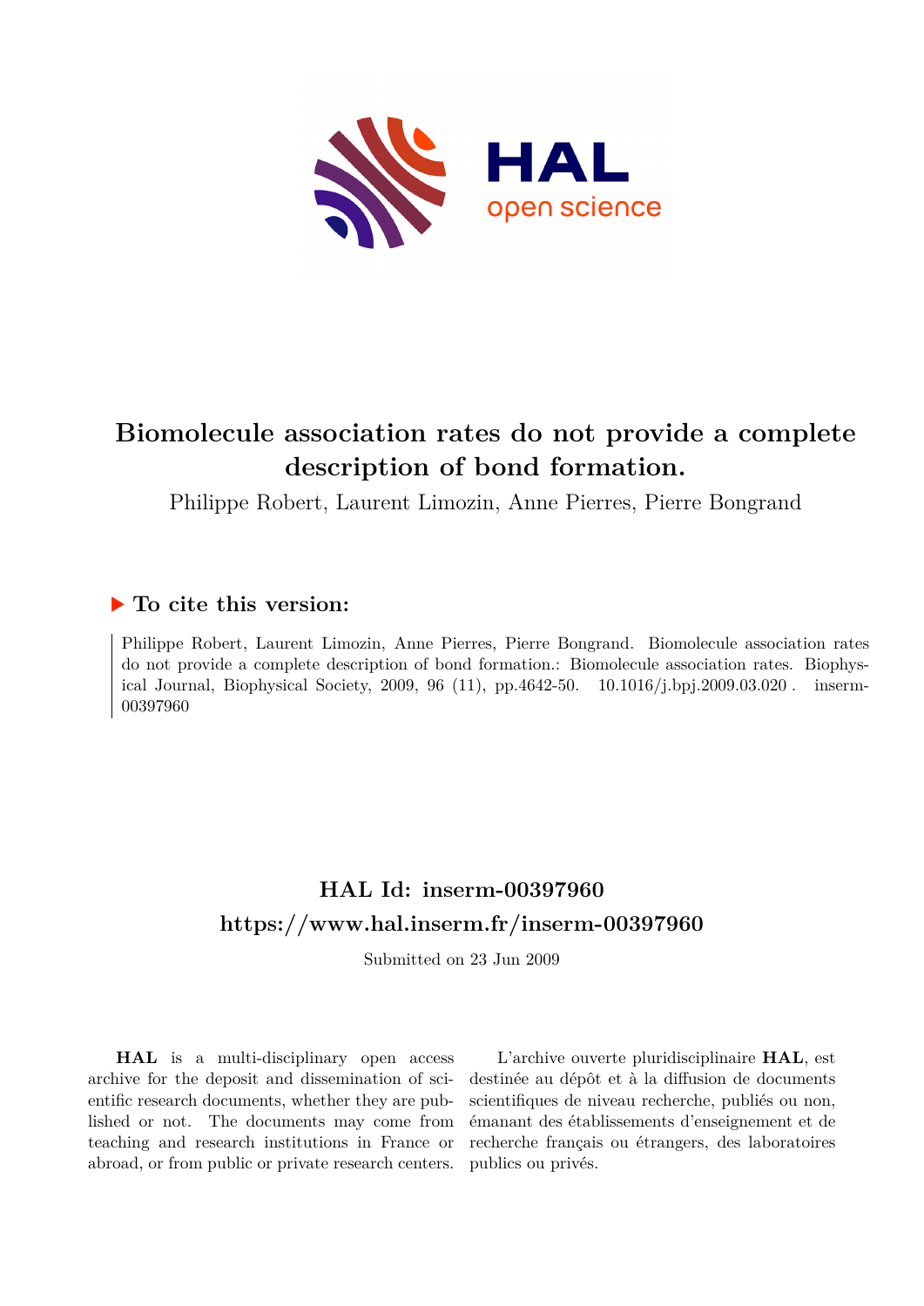# Biomolecule association rates do not provide a complete description of bond formation.

Philippe Robert, Laurent Limozin, Anne Pierres, Pierre Bongrand

## ▶ To cite this version:

Philippe Robert, Laurent Limozin, Anne Pierres, Pierre Bongrand. Biomolecule association rates do not provide a complete description of bond formation.: Biomolecule association rates. Biophysical Journal, Biophysical Society, 2009, 96 (11), pp.4642-50. 10.1016/j.bpj.2009.03.020. inserm-00397960

## HAL Id: inserm-00397960

## https://www.hal.inserm.fr/inserm-00397960

Submitted on 23 Jun 2009

**HAL** is a multi-disciplinary open access archive for the deposit and dissemination of scientific research documents, whether they are published or not. The documents may come from teaching and research institutions in France or abroad, or from public or private research centers.

L'archive ouverte pluridisciplinaire **HAL**, est destinée au dépôt et à la diffusion de documents scientifiques de niveau recherche, publiés ou non, émanant des établissements d'enseignement et de recherche français ou étrangers, des laboratoires publics ou privés.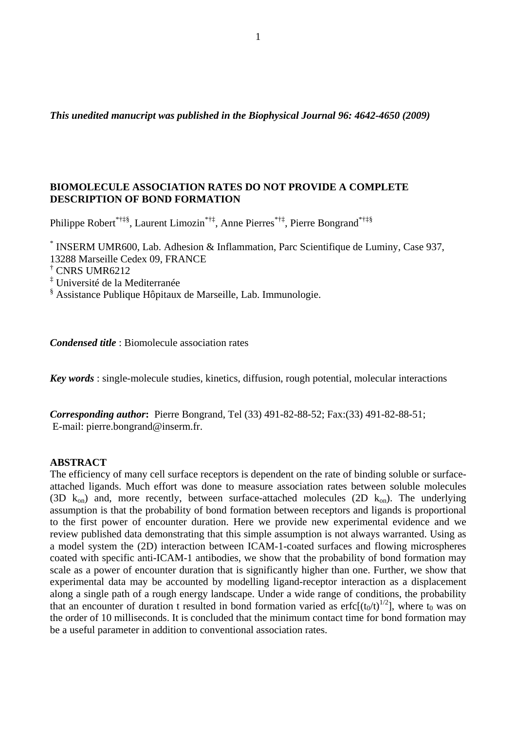*This unedited manucript was published in the Biophysical Journal 96: 4642-4650 (2009)*

**BIOMOLECULE ASSOCIATION RATES DO NOT PROVIDE A COMPLETE DESCRIPTION OF BOND FORMATION**

Philippe Robert[*†‡§], Laurent Limozin[*†‡], Anne Pierres[*†‡], Pierre Bongrand[*†‡§]

[*] INSERM UMR600, Lab. Adhesion & Inflammation, Parc Scientifique de Luminy, Case 937, 13288 Marseille Cedex 09, FRANCE
[†] CNRS UMR6212
[‡] Université de la Mediterranée
[§] Assistance Publique Hôpitaux de Marseille, Lab. Immunologie.

***Condensed title*** : Biomolecule association rates

***Key words*** : single-molecule studies, kinetics, diffusion, rough potential, molecular interactions

***Corresponding author*:** Pierre Bongrand, Tel (33) 491-82-88-52; Fax:(33) 491-82-88-51;
E-mail: pierre.bongrand@inserm.fr.

**ABSTRACT**

The efficiency of many cell surface receptors is dependent on the rate of binding soluble or surface-attached ligands. Much effort was done to measure association rates between soluble molecules (3D $k_{on}$) and, more recently, between surface-attached molecules (2D $k_{on}$). The underlying assumption is that the probability of bond formation between receptors and ligands is proportional to the first power of encounter duration. Here we provide new experimental evidence and we review published data demonstrating that this simple assumption is not always warranted. Using as a model system the (2D) interaction between ICAM-1-coated surfaces and flowing microspheres coated with specific anti-ICAM-1 antibodies, we show that the probability of bond formation may scale as a power of encounter duration that is significantly higher than one. Further, we show that experimental data may be accounted by modelling ligand-receptor interaction as a displacement along a single path of a rough energy landscape. Under a wide range of conditions, the probability that an encounter of duration t resulted in bond formation varied as $\mathrm{erfc}[(t_0/t)^{1/2}]$, where $t_0$ was on the order of 10 milliseconds. It is concluded that the minimum contact time for bond formation may be a useful parameter in addition to conventional association rates.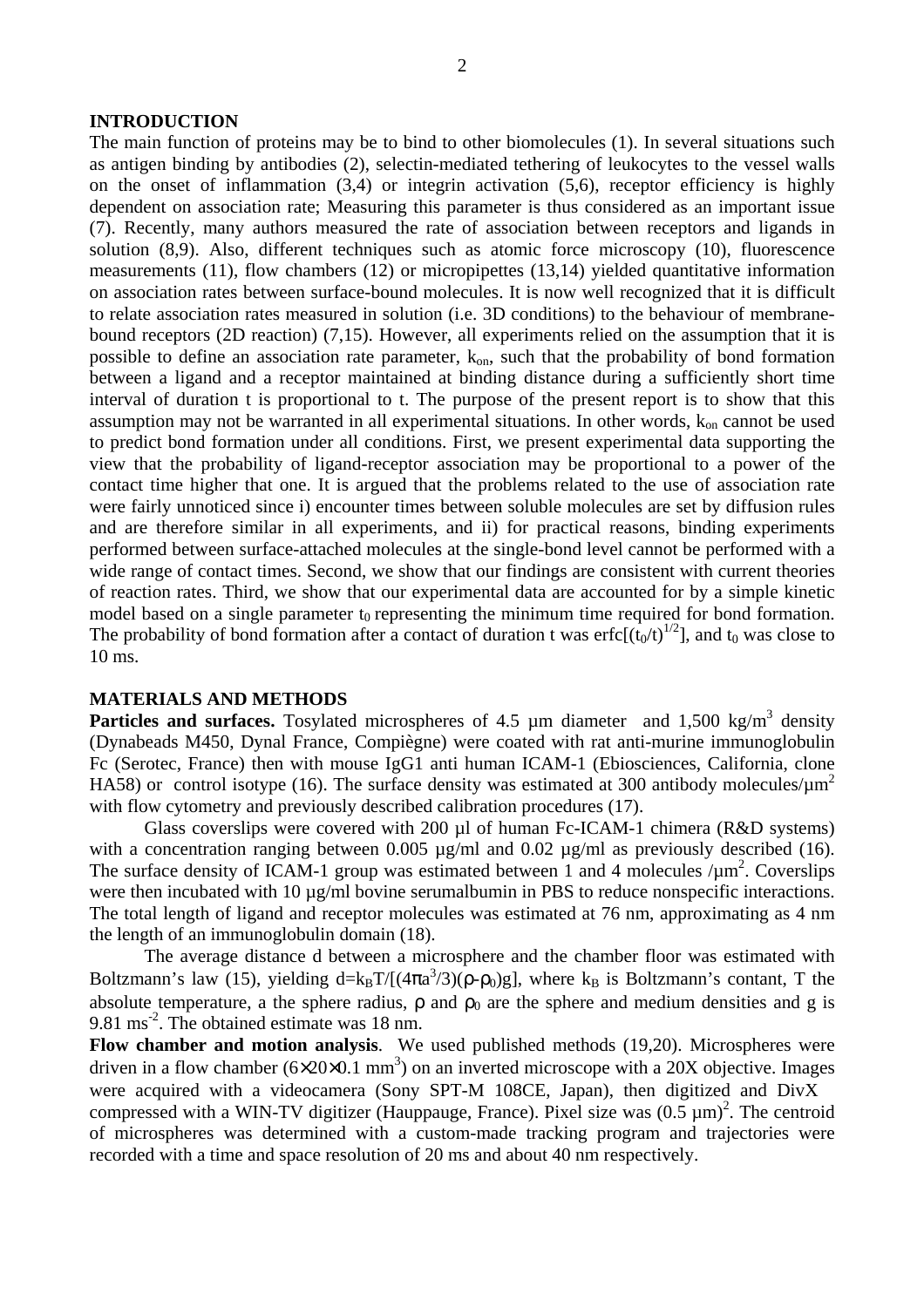## INTRODUCTION

The main function of proteins may be to bind to other biomolecules (1). In several situations such as antigen binding by antibodies (2), selectin-mediated tethering of leukocytes to the vessel walls on the onset of inflammation (3,4) or integrin activation (5,6), receptor efficiency is highly dependent on association rate; Measuring this parameter is thus considered as an important issue (7). Recently, many authors measured the rate of association between receptors and ligands in solution (8,9). Also, different techniques such as atomic force microscopy (10), fluorescence measurements (11), flow chambers (12) or micropipettes (13,14) yielded quantitative information on association rates between surface-bound molecules. It is now well recognized that it is difficult to relate association rates measured in solution (i.e. 3D conditions) to the behaviour of membrane-bound receptors (2D reaction) (7,15). However, all experiments relied on the assumption that it is possible to define an association rate parameter, $k_{on}$, such that the probability of bond formation between a ligand and a receptor maintained at binding distance during a sufficiently short time interval of duration t is proportional to t. The purpose of the present report is to show that this assumption may not be warranted in all experimental situations. In other words, $k_{on}$ cannot be used to predict bond formation under all conditions. First, we present experimental data supporting the view that the probability of ligand-receptor association may be proportional to a power of the contact time higher that one. It is argued that the problems related to the use of association rate were fairly unnoticed since i) encounter times between soluble molecules are set by diffusion rules and are therefore similar in all experiments, and ii) for practical reasons, binding experiments performed between surface-attached molecules at the single-bond level cannot be performed with a wide range of contact times. Second, we show that our findings are consistent with current theories of reaction rates. Third, we show that our experimental data are accounted for by a simple kinetic model based on a single parameter $t_0$ representing the minimum time required for bond formation. The probability of bond formation after a contact of duration t was $\mathrm{erfc}[(t_0/t)^{1/2}]$, and $t_0$ was close to 10 ms.

## MATERIALS AND METHODS

**Particles and surfaces.** Tosylated microspheres of 4.5 µm diameter and 1,500 $kg/m^3$ density (Dynabeads M450, Dynal France, Compiègne) were coated with rat anti-murine immunoglobulin Fc (Serotec, France) then with mouse IgG1 anti human ICAM-1 (Ebiosciences, California, clone HA58) or control isotype (16). The surface density was estimated at 300 antibody molecules/$\mu m^2$ with flow cytometry and previously described calibration procedures (17).

Glass coverslips were covered with 200 µl of human Fc-ICAM-1 chimera (R&D systems) with a concentration ranging between 0.005 µg/ml and 0.02 µg/ml as previously described (16). The surface density of ICAM-1 group was estimated between 1 and 4 molecules /$\mu m^2$. Coverslips were then incubated with 10 µg/ml bovine serumalbumin in PBS to reduce nonspecific interactions. The total length of ligand and receptor molecules was estimated at 76 nm, approximating as 4 nm the length of an immunoglobulin domain (18).

The average distance d between a microsphere and the chamber floor was estimated with Boltzmann's law (15), yielding $d=k_BT/[(4\pi a^3/3)(\rho-\rho_0)g]$, where $k_B$ is Boltzmann's contant, T the absolute temperature, a the sphere radius, $\rho$ and $\rho_0$ are the sphere and medium densities and g is 9.81 $ms^{-2}$. The obtained estimate was 18 nm.

**Flow chamber and motion analysis**. We used published methods (19,20). Microspheres were driven in a flow chamber ($6\times20\times0.1$ $mm^3$) on an inverted microscope with a 20X objective. Images were acquired with a videocamera (Sony SPT-M 108CE, Japan), then digitized and DivX compressed with a WIN-TV digitizer (Hauppauge, France). Pixel size was $(0.5\ \mu m)^2$. The centroid of microspheres was determined with a custom-made tracking program and trajectories were recorded with a time and space resolution of 20 ms and about 40 nm respectively.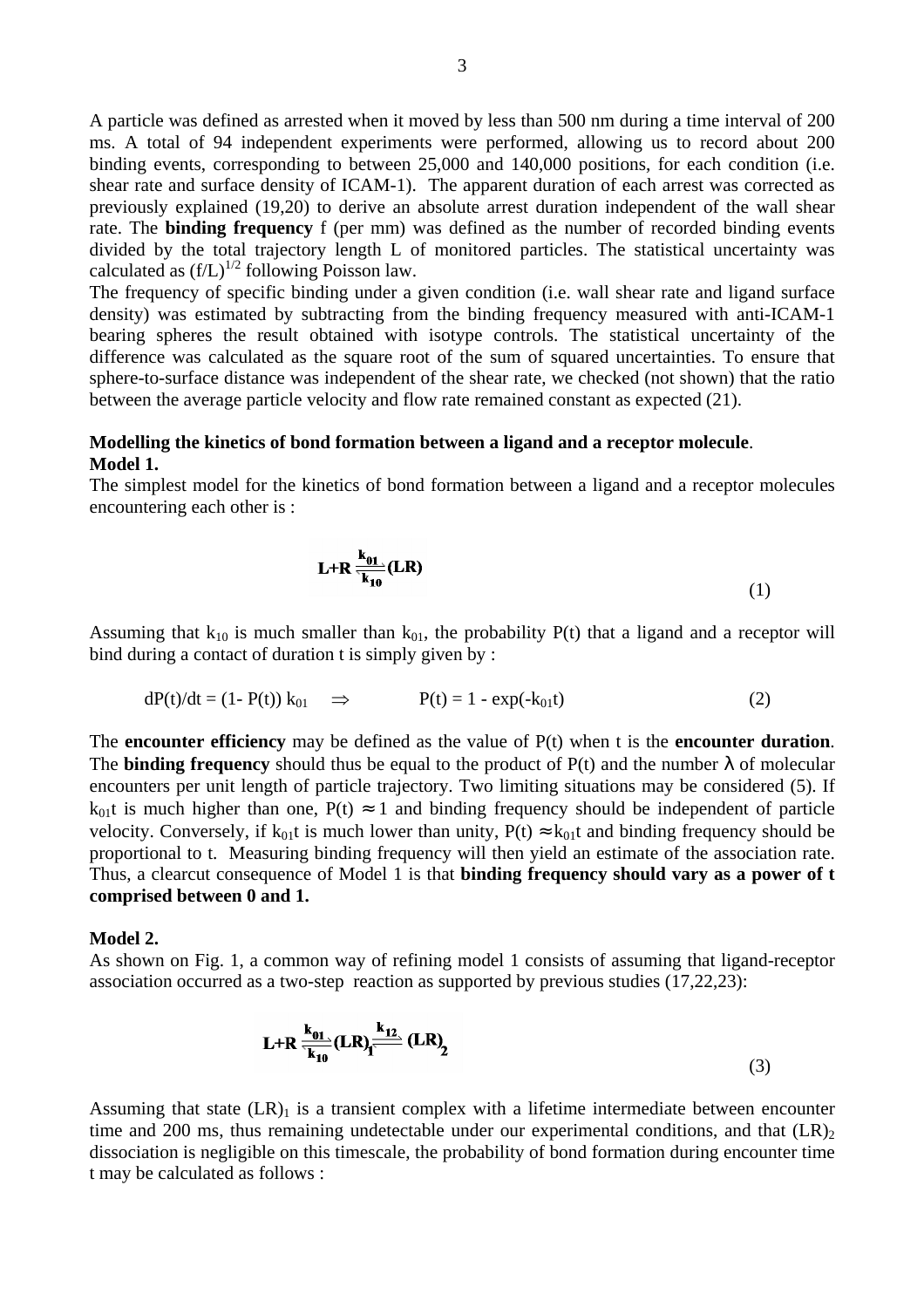A particle was defined as arrested when it moved by less than 500 nm during a time interval of 200 ms. A total of 94 independent experiments were performed, allowing us to record about 200 binding events, corresponding to between 25,000 and 140,000 positions, for each condition (i.e. shear rate and surface density of ICAM-1). The apparent duration of each arrest was corrected as previously explained (19,20) to derive an absolute arrest duration independent of the wall shear rate. The **binding frequency** f (per mm) was defined as the number of recorded binding events divided by the total trajectory length L of monitored particles. The statistical uncertainty was calculated as $(f/L)^{1/2}$ following Poisson law.

The frequency of specific binding under a given condition (i.e. wall shear rate and ligand surface density) was estimated by subtracting from the binding frequency measured with anti-ICAM-1 bearing spheres the result obtained with isotype controls. The statistical uncertainty of the difference was calculated as the square root of the sum of squared uncertainties. To ensure that sphere-to-surface distance was independent of the shear rate, we checked (not shown) that the ratio between the average particle velocity and flow rate remained constant as expected (21).

**Modelling the kinetics of bond formation between a ligand and a receptor molecule**.

**Model 1.**

The simplest model for the kinetics of bond formation between a ligand and a receptor molecules encountering each other is :

$$\mathrm{L+R} \underset{k_{10}}{\overset{k_{01}}{\rightleftharpoons}} \mathrm{(LR)} \qquad (1)$$

Assuming that $k_{10}$ is much smaller than $k_{01}$, the probability P(t) that a ligand and a receptor will bind during a contact of duration t is simply given by :

$$dP(t)/dt = (1- P(t))\, k_{01} \quad \Rightarrow \quad P(t) = 1 - \exp(-k_{01}t) \qquad (2)$$

The **encounter efficiency** may be defined as the value of P(t) when t is the **encounter duration**. The **binding frequency** should thus be equal to the product of P(t) and the number $\lambda$ of molecular encounters per unit length of particle trajectory. Two limiting situations may be considered (5). If $k_{01}t$ is much higher than one, $P(t) \approx 1$ and binding frequency should be independent of particle velocity. Conversely, if $k_{01}t$ is much lower than unity, $P(t) \approx k_{01}t$ and binding frequency should be proportional to t. Measuring binding frequency will then yield an estimate of the association rate. Thus, a clearcut consequence of Model 1 is that **binding frequency should vary as a power of t comprised between 0 and 1.**

**Model 2.**

As shown on Fig. 1, a common way of refining model 1 consists of assuming that ligand-receptor association occurred as a two-step reaction as supported by previous studies (17,22,23):

$$\mathrm{L+R} \underset{k_{10}}{\overset{k_{01}}{\rightleftharpoons}} \mathrm{(LR)_1} \overset{k_{12}}{\longrightarrow} \mathrm{(LR)_2} \qquad (3)$$

Assuming that state $(LR)_1$ is a transient complex with a lifetime intermediate between encounter time and 200 ms, thus remaining undetectable under our experimental conditions, and that $(LR)_2$ dissociation is negligible on this timescale, the probability of bond formation during encounter time t may be calculated as follows :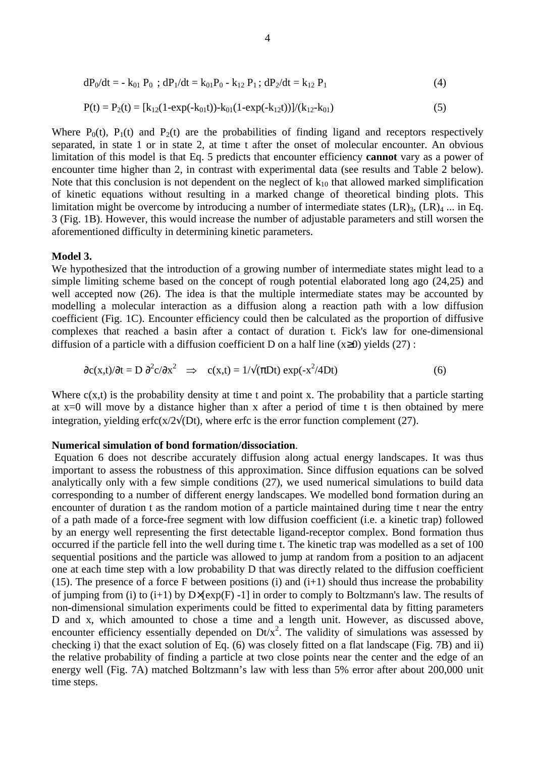$$dP_0/dt = -k_{01} P_0 \; ; \; dP_1/dt = k_{01}P_0 - k_{12} P_1 \; ; \; dP_2/dt = k_{12} P_1 \qquad (4)$$

$$P(t) = P_2(t) = [k_{12}(1\text{-}\exp(-k_{01}t))\text{-}k_{01}(1\text{-}\exp(-k_{12}t))]/(k_{12}\text{-}k_{01}) \qquad (5)$$

Where $P_0(t)$, $P_1(t)$ and $P_2(t)$ are the probabilities of finding ligand and receptors respectively separated, in state 1 or in state 2, at time t after the onset of molecular encounter. An obvious limitation of this model is that Eq. 5 predicts that encounter efficiency **cannot** vary as a power of encounter time higher than 2, in contrast with experimental data (see results and Table 2 below). Note that this conclusion is not dependent on the neglect of $k_{10}$ that allowed marked simplification of kinetic equations without resulting in a marked change of theoretical binding plots. This limitation might be overcome by introducing a number of intermediate states $(LR)_3$, $(LR)_4$ ... in Eq. 3 (Fig. 1B). However, this would increase the number of adjustable parameters and still worsen the aforementioned difficulty in determining kinetic parameters.

**Model 3.**

We hypothesized that the introduction of a growing number of intermediate states might lead to a simple limiting scheme based on the concept of rough potential elaborated long ago (24,25) and well accepted now (26). The idea is that the multiple intermediate states may be accounted by modelling a molecular interaction as a diffusion along a reaction path with a low diffusion coefficient (Fig. 1C). Encounter efficiency could then be calculated as the proportion of diffusive complexes that reached a basin after a contact of duration t. Fick's law for one-dimensional diffusion of a particle with a diffusion coefficient D on a half line ($x \geq 0$) yields (27) :

$$\partial c(x,t)/\partial t = D\, \partial^2 c/\partial x^2 \quad \Rightarrow \quad c(x,t) = 1/\sqrt{(\pi D t)}\, \exp(-x^2/4Dt) \qquad (6)$$

Where $c(x,t)$ is the probability density at time t and point x. The probability that a particle starting at x=0 will move by a distance higher than x after a period of time t is then obtained by mere integration, yielding $\mathrm{erfc}(x/2\sqrt{(Dt)})$, where erfc is the error function complement (27).

**Numerical simulation of bond formation/dissociation**.

Equation 6 does not describe accurately diffusion along actual energy landscapes. It was thus important to assess the robustness of this approximation. Since diffusion equations can be solved analytically only with a few simple conditions (27), we used numerical simulations to build data corresponding to a number of different energy landscapes. We modelled bond formation during an encounter of duration t as the random motion of a particle maintained during time t near the entry of a path made of a force-free segment with low diffusion coefficient (i.e. a kinetic trap) followed by an energy well representing the first detectable ligand-receptor complex. Bond formation thus occurred if the particle fell into the well during time t. The kinetic trap was modelled as a set of 100 sequential positions and the particle was allowed to jump at random from a position to an adjacent one at each time step with a low probability D that was directly related to the diffusion coefficient (15). The presence of a force F between positions (i) and (i+1) should thus increase the probability of jumping from (i) to (i+1) by $D \times [\exp(F) - 1]$ in order to comply to Boltzmann's law. The results of non-dimensional simulation experiments could be fitted to experimental data by fitting parameters D and x, which amounted to chose a time and a length unit. However, as discussed above, encounter efficiency essentially depended on $Dt/x^2$. The validity of simulations was assessed by checking i) that the exact solution of Eq. (6) was closely fitted on a flat landscape (Fig. 7B) and ii) the relative probability of finding a particle at two close points near the center and the edge of an energy well (Fig. 7A) matched Boltzmann's law with less than 5% error after about 200,000 unit time steps.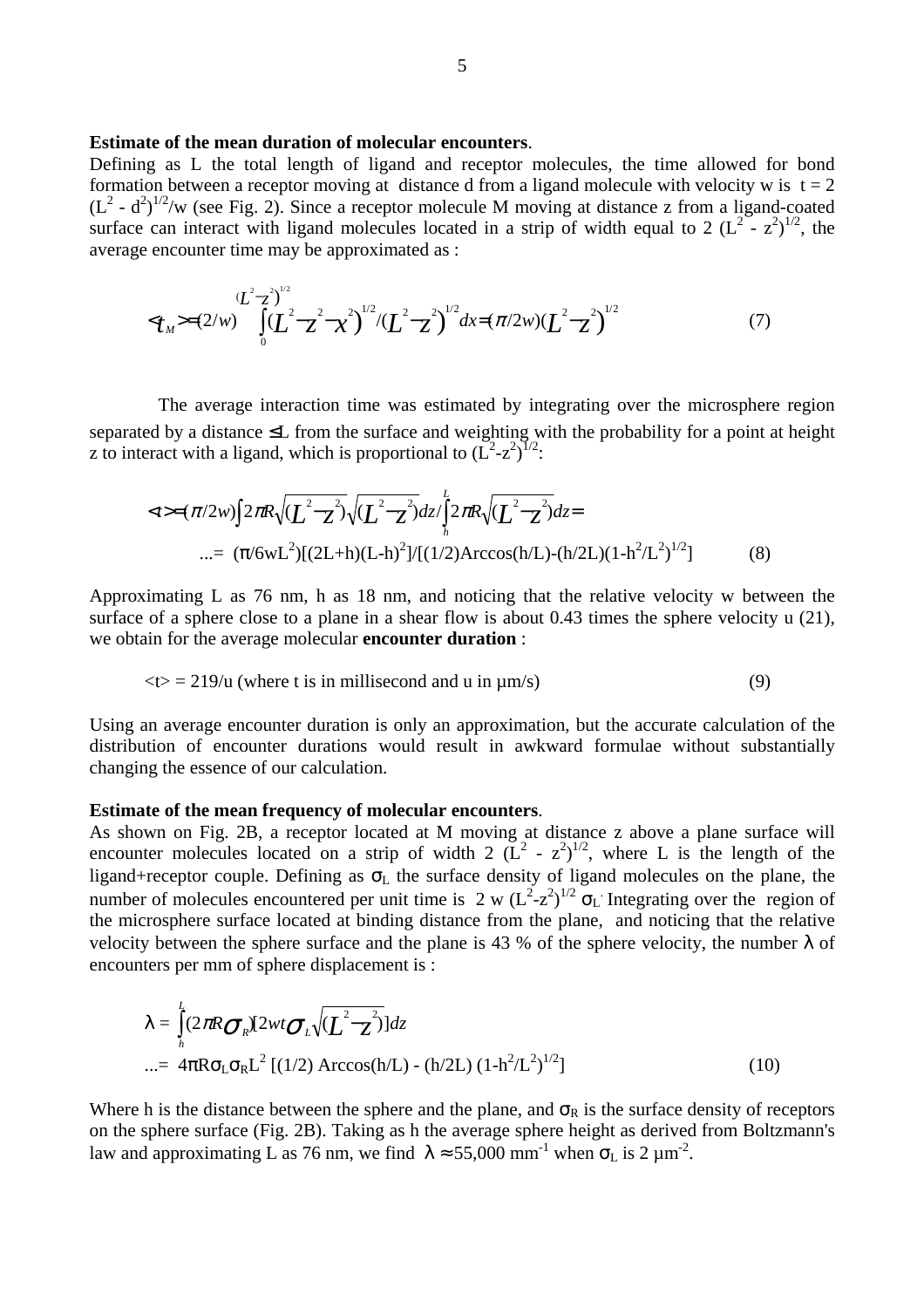**Estimate of the mean duration of molecular encounters**.

Defining as L the total length of ligand and receptor molecules, the time allowed for bond formation between a receptor moving at distance d from a ligand molecule with velocity w is $t = 2 (L^2 - d^2)^{1/2}/w$ (see Fig. 2). Since a receptor molecule M moving at distance z from a ligand-coated surface can interact with ligand molecules located in a strip of width equal to $2 (L^2 - z^2)^{1/2}$, the average encounter time may be approximated as :

$$<t_M> = (2/w) \int_0^{(L^2-z^2)^{1/2}} (L^2 - z^2 - x^2)^{1/2} / (L^2 - z^2)^{1/2} dx = (\pi/2w)(L^2 - z^2)^{1/2} \qquad (7)$$

The average interaction time was estimated by integrating over the microsphere region separated by a distance ≤L from the surface and weighting with the probability for a point at height z to interact with a ligand, which is proportional to $(L^2-z^2)^{1/2}$:

$$<t> = (\pi/2w) \int 2\pi R\sqrt{(L^2 - z^2)}\sqrt{(L^2 - z^2)}dz / \int_h^L 2\pi R\sqrt{(L^2 - z^2)}dz =$$

$$... = (\pi/6wL^2)[(2L+h)(L-h)^2]/[(1/2)\text{Arccos}(h/L) - (h/2L)(1-h^2/L^2)^{1/2}] \qquad (8)$$

Approximating L as 76 nm, h as 18 nm, and noticing that the relative velocity w between the surface of a sphere close to a plane in a shear flow is about 0.43 times the sphere velocity u (21), we obtain for the average molecular **encounter duration** :

$$<t> = 219/u \text{ (where t is in millisecond and u in µm/s)} \qquad (9)$$

Using an average encounter duration is only an approximation, but the accurate calculation of the distribution of encounter durations would result in awkward formulae without substantially changing the essence of our calculation.

**Estimate of the mean frequency of molecular encounters**.

As shown on Fig. 2B, a receptor located at M moving at distance z above a plane surface will encounter molecules located on a strip of width $2 (L^2 - z^2)^{1/2}$, where L is the length of the ligand+receptor couple. Defining as $\sigma_L$ the surface density of ligand molecules on the plane, the number of molecules encountered per unit time is $2 w (L^2-z^2)^{1/2} \sigma_L$. Integrating over the region of the microsphere surface located at binding distance from the plane, and noticing that the relative velocity between the sphere surface and the plane is 43 % of the sphere velocity, the number $\lambda$ of encounters per mm of sphere displacement is :

$$\lambda = \int_h^L (2\pi R\sigma_R)[2wt\sigma_L\sqrt{(L^2 - z^2)}]dz$$

$$... = 4\pi R\sigma_L\sigma_R L^2 [(1/2) \text{Arccos}(h/L) - (h/2L) (1-h^2/L^2)^{1/2}] \qquad (10)$$

Where h is the distance between the sphere and the plane, and $\sigma_R$ is the surface density of receptors on the sphere surface (Fig. 2B). Taking as h the average sphere height as derived from Boltzmann's law and approximating L as 76 nm, we find $\lambda \approx 55{,}000$ mm$^{-1}$ when $\sigma_L$ is 2 µm$^{-2}$.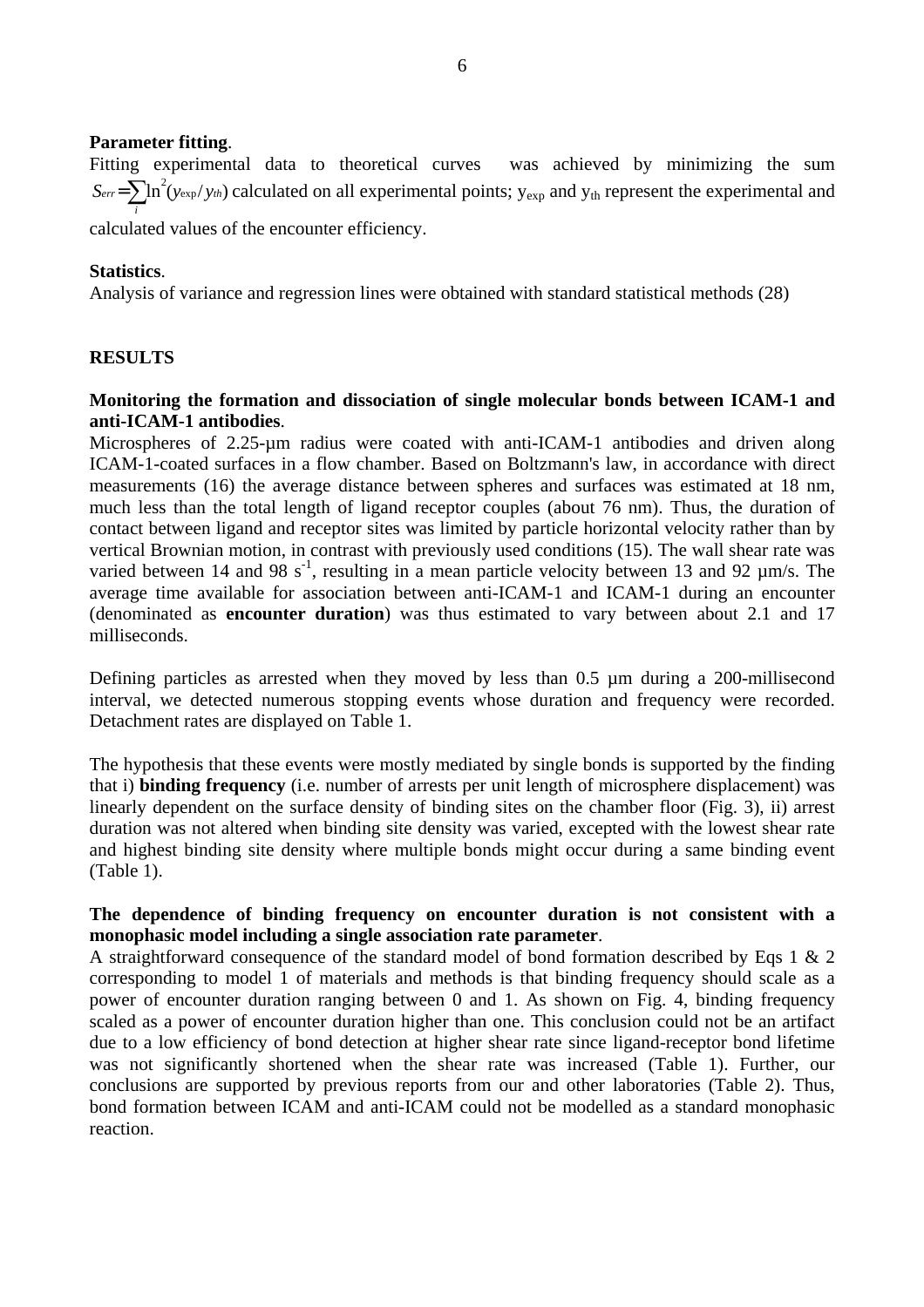**Parameter fitting**.

Fitting experimental data to theoretical curves was achieved by minimizing the sum $S_{err} = \sum_i \ln^2(y_{exp}/y_{th})$ calculated on all experimental points; $y_{exp}$ and $y_{th}$ represent the experimental and calculated values of the encounter efficiency.

**Statistics**.

Analysis of variance and regression lines were obtained with standard statistical methods (28)

## RESULTS

**Monitoring the formation and dissociation of single molecular bonds between ICAM-1 and anti-ICAM-1 antibodies**.

Microspheres of 2.25-µm radius were coated with anti-ICAM-1 antibodies and driven along ICAM-1-coated surfaces in a flow chamber. Based on Boltzmann's law, in accordance with direct measurements (16) the average distance between spheres and surfaces was estimated at 18 nm, much less than the total length of ligand receptor couples (about 76 nm). Thus, the duration of contact between ligand and receptor sites was limited by particle horizontal velocity rather than by vertical Brownian motion, in contrast with previously used conditions (15). The wall shear rate was varied between 14 and 98 $s^{-1}$, resulting in a mean particle velocity between 13 and 92 µm/s. The average time available for association between anti-ICAM-1 and ICAM-1 during an encounter (denominated as **encounter duration**) was thus estimated to vary between about 2.1 and 17 milliseconds.

Defining particles as arrested when they moved by less than 0.5 µm during a 200-millisecond interval, we detected numerous stopping events whose duration and frequency were recorded. Detachment rates are displayed on Table 1.

The hypothesis that these events were mostly mediated by single bonds is supported by the finding that i) **binding frequency** (i.e. number of arrests per unit length of microsphere displacement) was linearly dependent on the surface density of binding sites on the chamber floor (Fig. 3), ii) arrest duration was not altered when binding site density was varied, excepted with the lowest shear rate and highest binding site density where multiple bonds might occur during a same binding event (Table 1).

**The dependence of binding frequency on encounter duration is not consistent with a monophasic model including a single association rate parameter**.

A straightforward consequence of the standard model of bond formation described by Eqs 1 & 2 corresponding to model 1 of materials and methods is that binding frequency should scale as a power of encounter duration ranging between 0 and 1. As shown on Fig. 4, binding frequency scaled as a power of encounter duration higher than one. This conclusion could not be an artifact due to a low efficiency of bond detection at higher shear rate since ligand-receptor bond lifetime was not significantly shortened when the shear rate was increased (Table 1). Further, our conclusions are supported by previous reports from our and other laboratories (Table 2). Thus, bond formation between ICAM and anti-ICAM could not be modelled as a standard monophasic reaction.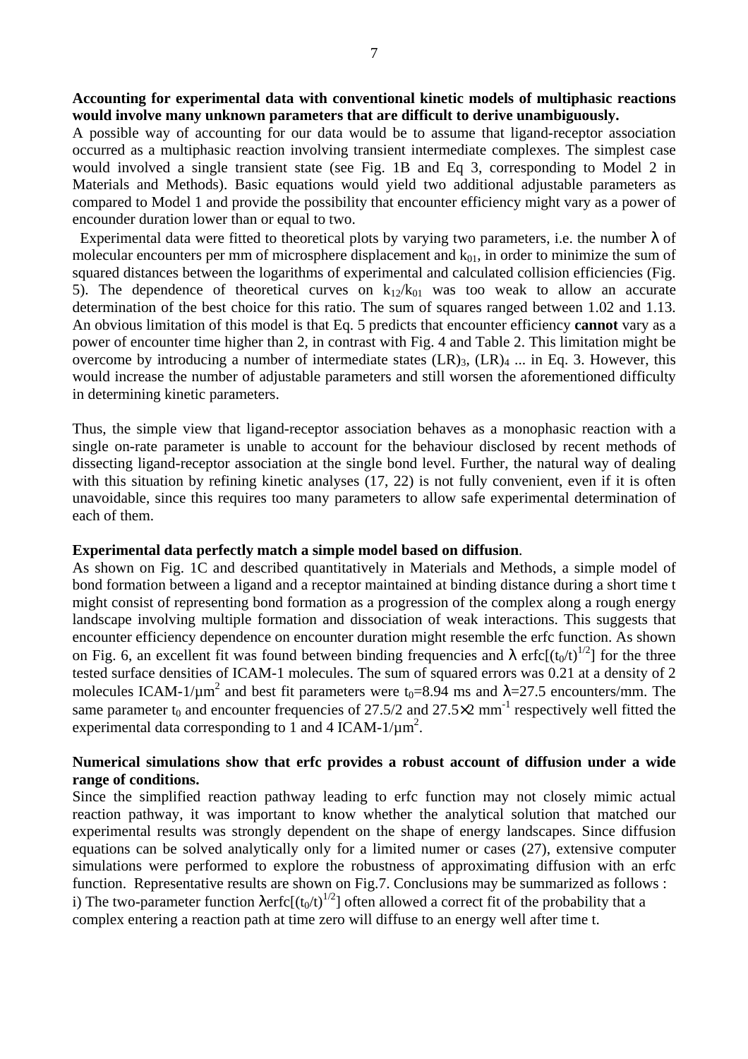**Accounting for experimental data with conventional kinetic models of multiphasic reactions would involve many unknown parameters that are difficult to derive unambiguously.**

A possible way of accounting for our data would be to assume that ligand-receptor association occurred as a multiphasic reaction involving transient intermediate complexes. The simplest case would involved a single transient state (see Fig. 1B and Eq 3, corresponding to Model 2 in Materials and Methods). Basic equations would yield two additional adjustable parameters as compared to Model 1 and provide the possibility that encounter efficiency might vary as a power of encounder duration lower than or equal to two.

Experimental data were fitted to theoretical plots by varying two parameters, i.e. the number $\lambda$ of molecular encounters per mm of microsphere displacement and $k_{01}$, in order to minimize the sum of squared distances between the logarithms of experimental and calculated collision efficiencies (Fig. 5). The dependence of theoretical curves on $k_{12}/k_{01}$ was too weak to allow an accurate determination of the best choice for this ratio. The sum of squares ranged between 1.02 and 1.13. An obvious limitation of this model is that Eq. 5 predicts that encounter efficiency **cannot** vary as a power of encounter time higher than 2, in contrast with Fig. 4 and Table 2. This limitation might be overcome by introducing a number of intermediate states $(LR)_3$, $(LR)_4$ ... in Eq. 3. However, this would increase the number of adjustable parameters and still worsen the aforementioned difficulty in determining kinetic parameters.

Thus, the simple view that ligand-receptor association behaves as a monophasic reaction with a single on-rate parameter is unable to account for the behaviour disclosed by recent methods of dissecting ligand-receptor association at the single bond level. Further, the natural way of dealing with this situation by refining kinetic analyses (17, 22) is not fully convenient, even if it is often unavoidable, since this requires too many parameters to allow safe experimental determination of each of them.

**Experimental data perfectly match a simple model based on diffusion**.

As shown on Fig. 1C and described quantitatively in Materials and Methods, a simple model of bond formation between a ligand and a receptor maintained at binding distance during a short time t might consist of representing bond formation as a progression of the complex along a rough energy landscape involving multiple formation and dissociation of weak interactions. This suggests that encounter efficiency dependence on encounter duration might resemble the erfc function. As shown on Fig. 6, an excellent fit was found between binding frequencies and $\lambda\ \mathrm{erfc}[(t_0/t)^{1/2}]$ for the three tested surface densities of ICAM-1 molecules. The sum of squared errors was 0.21 at a density of 2 molecules ICAM-1/$\mu m^2$ and best fit parameters were $t_0$=8.94 ms and $\lambda$=27.5 encounters/mm. The same parameter $t_0$ and encounter frequencies of 27.5/2 and 27.5×2 $mm^{-1}$ respectively well fitted the experimental data corresponding to 1 and 4 ICAM-1/$\mu m^2$.

**Numerical simulations show that erfc provides a robust account of diffusion under a wide range of conditions.**

Since the simplified reaction pathway leading to erfc function may not closely mimic actual reaction pathway, it was important to know whether the analytical solution that matched our experimental results was strongly dependent on the shape of energy landscapes. Since diffusion equations can be solved analytically only for a limited numer or cases (27), extensive computer simulations were performed to explore the robustness of approximating diffusion with an erfc function. Representative results are shown on Fig.7. Conclusions may be summarized as follows :

i) The two-parameter function $\lambda\mathrm{erfc}[(t_0/t)^{1/2}]$ often allowed a correct fit of the probability that a complex entering a reaction path at time zero will diffuse to an energy well after time t.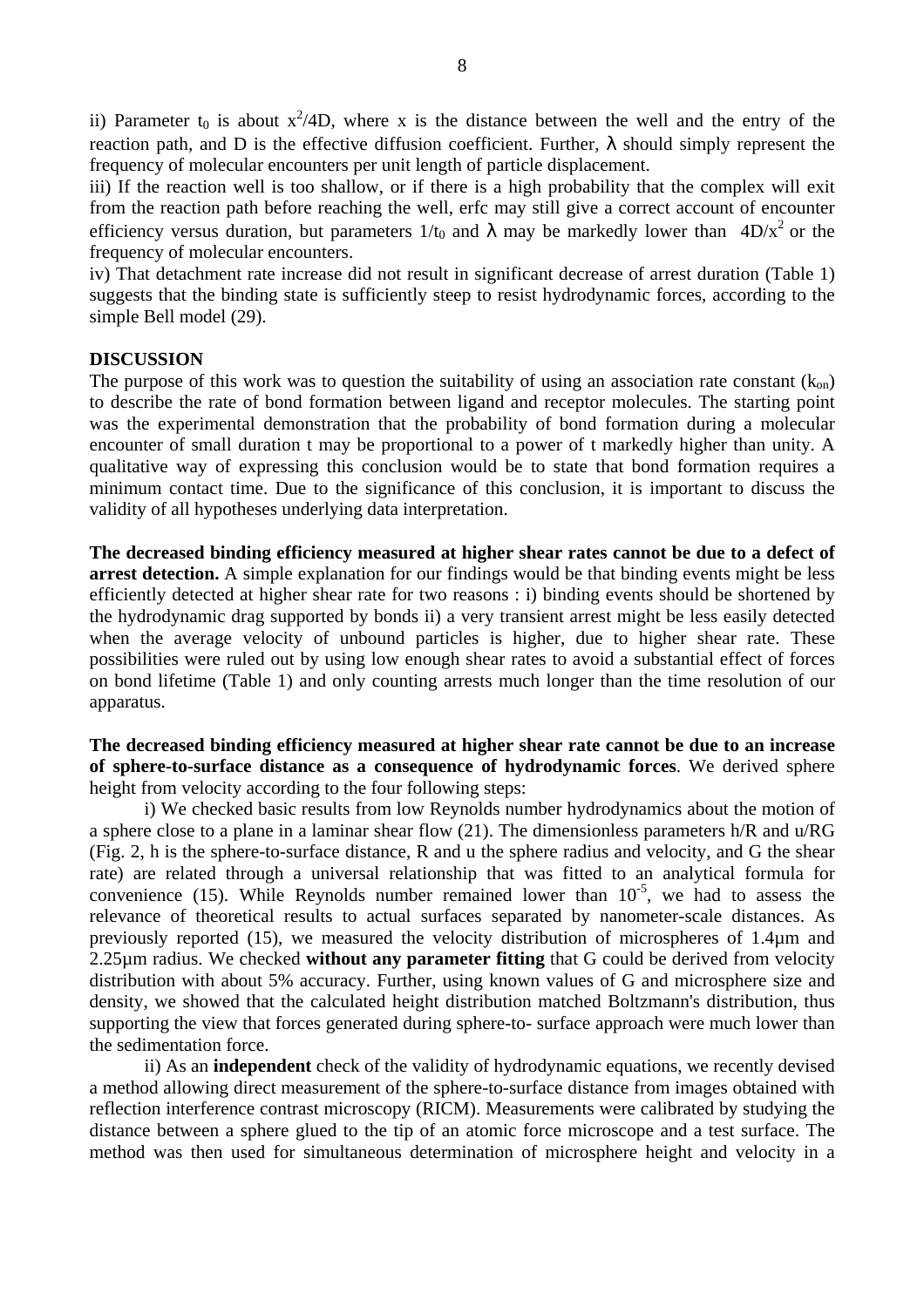ii) Parameter $t_0$ is about $x^2/4D$, where x is the distance between the well and the entry of the reaction path, and D is the effective diffusion coefficient. Further, $\lambda$ should simply represent the frequency of molecular encounters per unit length of particle displacement.

iii) If the reaction well is too shallow, or if there is a high probability that the complex will exit from the reaction path before reaching the well, erfc may still give a correct account of encounter efficiency versus duration, but parameters $1/t_0$ and $\lambda$ may be markedly lower than $4D/x^2$ or the frequency of molecular encounters.

iv) That detachment rate increase did not result in significant decrease of arrest duration (Table 1) suggests that the binding state is sufficiently steep to resist hydrodynamic forces, according to the simple Bell model (29).

## DISCUSSION

The purpose of this work was to question the suitability of using an association rate constant ($k_{on}$) to describe the rate of bond formation between ligand and receptor molecules. The starting point was the experimental demonstration that the probability of bond formation during a molecular encounter of small duration t may be proportional to a power of t markedly higher than unity. A qualitative way of expressing this conclusion would be to state that bond formation requires a minimum contact time. Due to the significance of this conclusion, it is important to discuss the validity of all hypotheses underlying data interpretation.

**The decreased binding efficiency measured at higher shear rates cannot be due to a defect of arrest detection.** A simple explanation for our findings would be that binding events might be less efficiently detected at higher shear rate for two reasons : i) binding events should be shortened by the hydrodynamic drag supported by bonds ii) a very transient arrest might be less easily detected when the average velocity of unbound particles is higher, due to higher shear rate. These possibilities were ruled out by using low enough shear rates to avoid a substantial effect of forces on bond lifetime (Table 1) and only counting arrests much longer than the time resolution of our apparatus.

**The decreased binding efficiency measured at higher shear rate cannot be due to an increase of sphere-to-surface distance as a consequence of hydrodynamic forces**. We derived sphere height from velocity according to the four following steps:

i) We checked basic results from low Reynolds number hydrodynamics about the motion of a sphere close to a plane in a laminar shear flow (21). The dimensionless parameters h/R and u/RG (Fig. 2, h is the sphere-to-surface distance, R and u the sphere radius and velocity, and G the shear rate) are related through a universal relationship that was fitted to an analytical formula for convenience (15). While Reynolds number remained lower than $10^{-5}$, we had to assess the relevance of theoretical results to actual surfaces separated by nanometer-scale distances. As previously reported (15), we measured the velocity distribution of microspheres of 1.4µm and 2.25µm radius. We checked **without any parameter fitting** that G could be derived from velocity distribution with about 5% accuracy. Further, using known values of G and microsphere size and density, we showed that the calculated height distribution matched Boltzmann's distribution, thus supporting the view that forces generated during sphere-to- surface approach were much lower than the sedimentation force.

ii) As an **independent** check of the validity of hydrodynamic equations, we recently devised a method allowing direct measurement of the sphere-to-surface distance from images obtained with reflection interference contrast microscopy (RICM). Measurements were calibrated by studying the distance between a sphere glued to the tip of an atomic force microscope and a test surface. The method was then used for simultaneous determination of microsphere height and velocity in a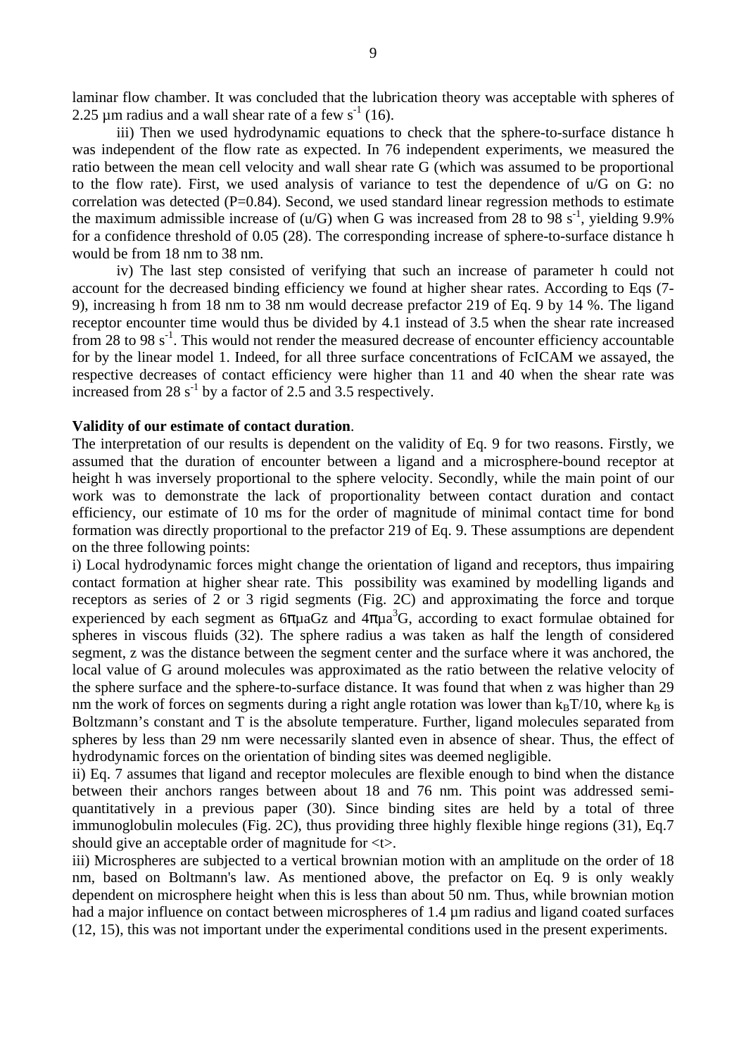laminar flow chamber. It was concluded that the lubrication theory was acceptable with spheres of 2.25 µm radius and a wall shear rate of a few $s^{-1}$ (16).

iii) Then we used hydrodynamic equations to check that the sphere-to-surface distance h was independent of the flow rate as expected. In 76 independent experiments, we measured the ratio between the mean cell velocity and wall shear rate G (which was assumed to be proportional to the flow rate). First, we used analysis of variance to test the dependence of u/G on G: no correlation was detected (P=0.84). Second, we used standard linear regression methods to estimate the maximum admissible increase of (u/G) when G was increased from 28 to 98 $s^{-1}$, yielding 9.9% for a confidence threshold of 0.05 (28). The corresponding increase of sphere-to-surface distance h would be from 18 nm to 38 nm.

iv) The last step consisted of verifying that such an increase of parameter h could not account for the decreased binding efficiency we found at higher shear rates. According to Eqs (7-9), increasing h from 18 nm to 38 nm would decrease prefactor 219 of Eq. 9 by 14 %. The ligand receptor encounter time would thus be divided by 4.1 instead of 3.5 when the shear rate increased from 28 to 98 $s^{-1}$. This would not render the measured decrease of encounter efficiency accountable for by the linear model 1. Indeed, for all three surface concentrations of FcICAM we assayed, the respective decreases of contact efficiency were higher than 11 and 40 when the shear rate was increased from 28 $s^{-1}$ by a factor of 2.5 and 3.5 respectively.

**Validity of our estimate of contact duration**.

The interpretation of our results is dependent on the validity of Eq. 9 for two reasons. Firstly, we assumed that the duration of encounter between a ligand and a microsphere-bound receptor at height h was inversely proportional to the sphere velocity. Secondly, while the main point of our work was to demonstrate the lack of proportionality between contact duration and contact efficiency, our estimate of 10 ms for the order of magnitude of minimal contact time for bond formation was directly proportional to the prefactor 219 of Eq. 9. These assumptions are dependent on the three following points:

i) Local hydrodynamic forces might change the orientation of ligand and receptors, thus impairing contact formation at higher shear rate. This possibility was examined by modelling ligands and receptors as series of 2 or 3 rigid segments (Fig. 2C) and approximating the force and torque experienced by each segment as $6\pi\mu aGz$ and $4\pi\mu a^3G$, according to exact formulae obtained for spheres in viscous fluids (32). The sphere radius a was taken as half the length of considered segment, z was the distance between the segment center and the surface where it was anchored, the local value of G around molecules was approximated as the ratio between the relative velocity of the sphere surface and the sphere-to-surface distance. It was found that when z was higher than 29 nm the work of forces on segments during a right angle rotation was lower than $k_BT/10$, where $k_B$ is Boltzmann's constant and T is the absolute temperature. Further, ligand molecules separated from spheres by less than 29 nm were necessarily slanted even in absence of shear. Thus, the effect of hydrodynamic forces on the orientation of binding sites was deemed negligible.

ii) Eq. 7 assumes that ligand and receptor molecules are flexible enough to bind when the distance between their anchors ranges between about 18 and 76 nm. This point was addressed semi-quantitatively in a previous paper (30). Since binding sites are held by a total of three immunoglobulin molecules (Fig. 2C), thus providing three highly flexible hinge regions (31), Eq.7 should give an acceptable order of magnitude for $\langle t \rangle$.

iii) Microspheres are subjected to a vertical brownian motion with an amplitude on the order of 18 nm, based on Boltmann's law. As mentioned above, the prefactor on Eq. 9 is only weakly dependent on microsphere height when this is less than about 50 nm. Thus, while brownian motion had a major influence on contact between microspheres of 1.4 µm radius and ligand coated surfaces (12, 15), this was not important under the experimental conditions used in the present experiments.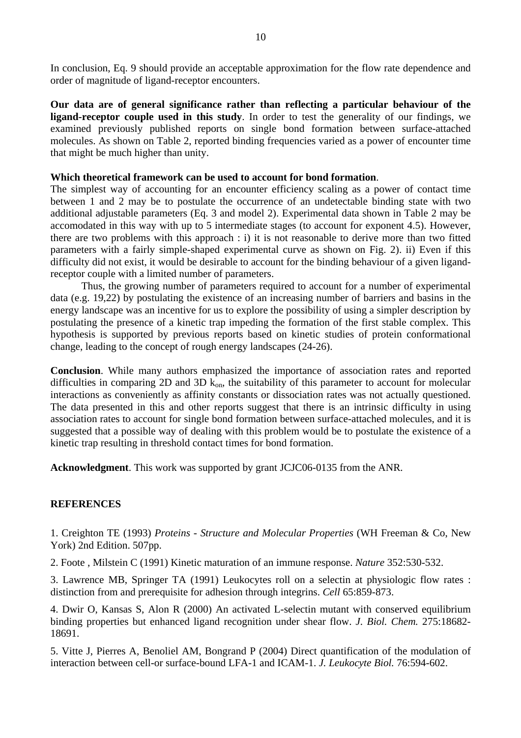In conclusion, Eq. 9 should provide an acceptable approximation for the flow rate dependence and order of magnitude of ligand-receptor encounters.

**Our data are of general significance rather than reflecting a particular behaviour of the ligand-receptor couple used in this study**. In order to test the generality of our findings, we examined previously published reports on single bond formation between surface-attached molecules. As shown on Table 2, reported binding frequencies varied as a power of encounter time that might be much higher than unity.

**Which theoretical framework can be used to account for bond formation**.

The simplest way of accounting for an encounter efficiency scaling as a power of contact time between 1 and 2 may be to postulate the occurrence of an undetectable binding state with two additional adjustable parameters (Eq. 3 and model 2). Experimental data shown in Table 2 may be accomodated in this way with up to 5 intermediate stages (to account for exponent 4.5). However, there are two problems with this approach : i) it is not reasonable to derive more than two fitted parameters with a fairly simple-shaped experimental curve as shown on Fig. 2). ii) Even if this difficulty did not exist, it would be desirable to account for the binding behaviour of a given ligand-receptor couple with a limited number of parameters.

Thus, the growing number of parameters required to account for a number of experimental data (e.g. 19,22) by postulating the existence of an increasing number of barriers and basins in the energy landscape was an incentive for us to explore the possibility of using a simpler description by postulating the presence of a kinetic trap impeding the formation of the first stable complex. This hypothesis is supported by previous reports based on kinetic studies of protein conformational change, leading to the concept of rough energy landscapes (24-26).

**Conclusion**. While many authors emphasized the importance of association rates and reported difficulties in comparing 2D and 3D $k_{on}$, the suitability of this parameter to account for molecular interactions as conveniently as affinity constants or dissociation rates was not actually questioned. The data presented in this and other reports suggest that there is an intrinsic difficulty in using association rates to account for single bond formation between surface-attached molecules, and it is suggested that a possible way of dealing with this problem would be to postulate the existence of a kinetic trap resulting in threshold contact times for bond formation.

**Acknowledgment**. This work was supported by grant JCJC06-0135 from the ANR.

## REFERENCES

1. Creighton TE (1993) *Proteins - Structure and Molecular Properties* (WH Freeman & Co, New York) 2nd Edition. 507pp.

2. Foote , Milstein C (1991) Kinetic maturation of an immune response. *Nature* 352:530-532.

3. Lawrence MB, Springer TA (1991) Leukocytes roll on a selectin at physiologic flow rates : distinction from and prerequisite for adhesion through integrins. *Cell* 65:859-873.

4. Dwir O, Kansas S, Alon R (2000) An activated L-selectin mutant with conserved equilibrium binding properties but enhanced ligand recognition under shear flow. *J. Biol. Chem.* 275:18682-18691.

5. Vitte J, Pierres A, Benoliel AM, Bongrand P (2004) Direct quantification of the modulation of interaction between cell-or surface-bound LFA-1 and ICAM-1. *J. Leukocyte Biol.* 76:594-602.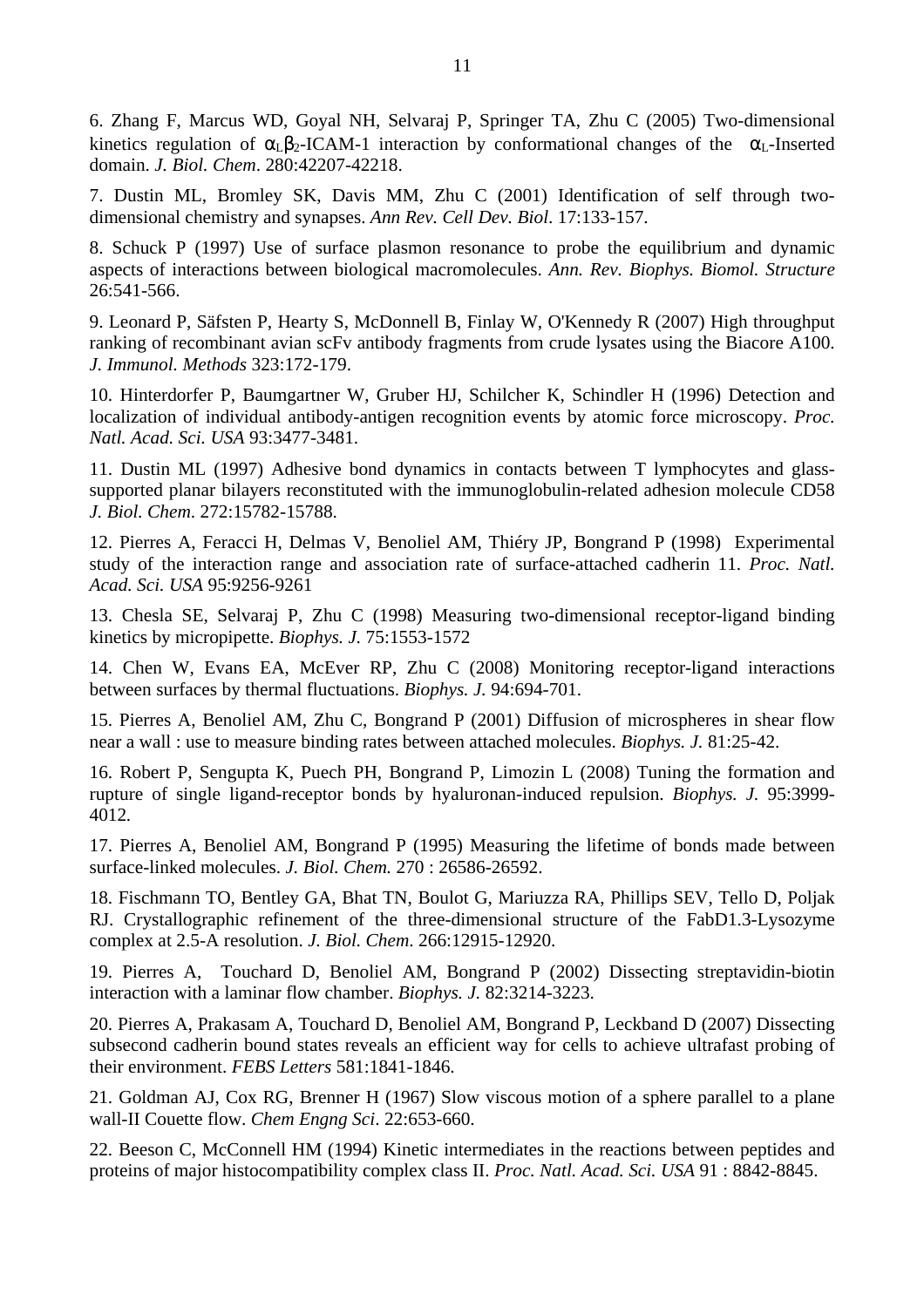6. Zhang F, Marcus WD, Goyal NH, Selvaraj P, Springer TA, Zhu C (2005) Two-dimensional kinetics regulation of $\alpha_L\beta_2$-ICAM-1 interaction by conformational changes of the $\alpha_L$-Inserted domain. *J. Biol. Chem*. 280:42207-42218.

7. Dustin ML, Bromley SK, Davis MM, Zhu C (2001) Identification of self through two-dimensional chemistry and synapses. *Ann Rev. Cell Dev. Biol*. 17:133-157.

8. Schuck P (1997) Use of surface plasmon resonance to probe the equilibrium and dynamic aspects of interactions between biological macromolecules. *Ann. Rev. Biophys. Biomol. Structure* 26:541-566.

9. Leonard P, Säfsten P, Hearty S, McDonnell B, Finlay W, O'Kennedy R (2007) High throughput ranking of recombinant avian scFv antibody fragments from crude lysates using the Biacore A100. *J. Immunol. Methods* 323:172-179.

10. Hinterdorfer P, Baumgartner W, Gruber HJ, Schilcher K, Schindler H (1996) Detection and localization of individual antibody-antigen recognition events by atomic force microscopy. *Proc. Natl. Acad. Sci. USA* 93:3477-3481.

11. Dustin ML (1997) Adhesive bond dynamics in contacts between T lymphocytes and glass-supported planar bilayers reconstituted with the immunoglobulin-related adhesion molecule CD58 *J. Biol. Chem*. 272:15782-15788.

12. Pierres A, Feracci H, Delmas V, Benoliel AM, Thiéry JP, Bongrand P (1998) Experimental study of the interaction range and association rate of surface-attached cadherin 11. *Proc. Natl. Acad. Sci. USA* 95:9256-9261

13. Chesla SE, Selvaraj P, Zhu C (1998) Measuring two-dimensional receptor-ligand binding kinetics by micropipette. *Biophys. J.* 75:1553-1572

14. Chen W, Evans EA, McEver RP, Zhu C (2008) Monitoring receptor-ligand interactions between surfaces by thermal fluctuations. *Biophys. J.* 94:694-701.

15. Pierres A, Benoliel AM, Zhu C, Bongrand P (2001) Diffusion of microspheres in shear flow near a wall : use to measure binding rates between attached molecules. *Biophys. J.* 81:25-42.

16. Robert P, Sengupta K, Puech PH, Bongrand P, Limozin L (2008) Tuning the formation and rupture of single ligand-receptor bonds by hyaluronan-induced repulsion. *Biophys. J.* 95:3999-4012.

17. Pierres A, Benoliel AM, Bongrand P (1995) Measuring the lifetime of bonds made between surface-linked molecules. *J. Biol. Chem.* 270 : 26586-26592.

18. Fischmann TO, Bentley GA, Bhat TN, Boulot G, Mariuzza RA, Phillips SEV, Tello D, Poljak RJ. Crystallographic refinement of the three-dimensional structure of the FabD1.3-Lysozyme complex at 2.5-A resolution. *J. Biol. Chem*. 266:12915-12920.

19. Pierres A, Touchard D, Benoliel AM, Bongrand P (2002) Dissecting streptavidin-biotin interaction with a laminar flow chamber. *Biophys. J.* 82:3214-3223.

20. Pierres A, Prakasam A, Touchard D, Benoliel AM, Bongrand P, Leckband D (2007) Dissecting subsecond cadherin bound states reveals an efficient way for cells to achieve ultrafast probing of their environment. *FEBS Letters* 581:1841-1846.

21. Goldman AJ, Cox RG, Brenner H (1967) Slow viscous motion of a sphere parallel to a plane wall-II Couette flow. *Chem Engng Sci*. 22:653-660.

22. Beeson C, McConnell HM (1994) Kinetic intermediates in the reactions between peptides and proteins of major histocompatibility complex class II. *Proc. Natl. Acad. Sci. USA* 91 : 8842-8845.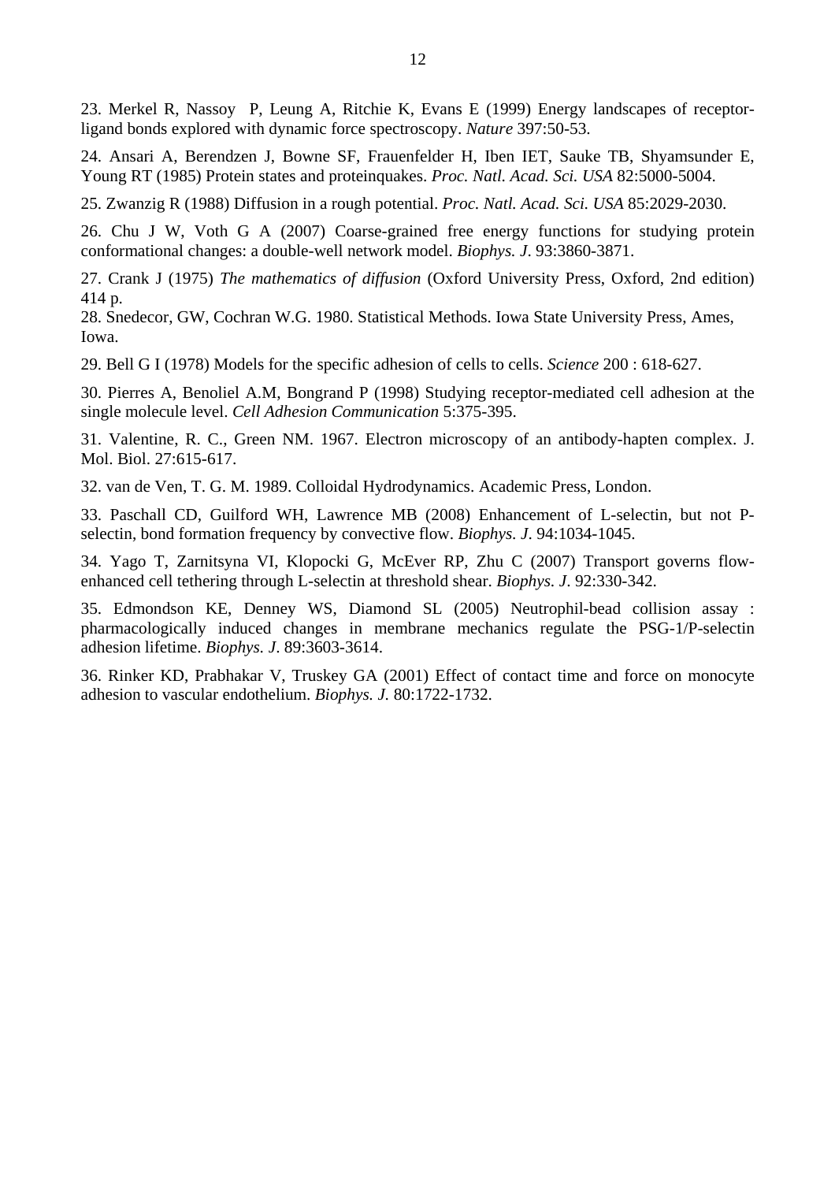23. Merkel R, Nassoy P, Leung A, Ritchie K, Evans E (1999) Energy landscapes of receptor-ligand bonds explored with dynamic force spectroscopy. *Nature* 397:50-53.

24. Ansari A, Berendzen J, Bowne SF, Frauenfelder H, Iben IET, Sauke TB, Shyamsunder E, Young RT (1985) Protein states and proteinquakes. *Proc. Natl. Acad. Sci. USA* 82:5000-5004.

25. Zwanzig R (1988) Diffusion in a rough potential. *Proc. Natl. Acad. Sci. USA* 85:2029-2030.

26. Chu J W, Voth G A (2007) Coarse-grained free energy functions for studying protein conformational changes: a double-well network model. *Biophys. J*. 93:3860-3871.

27. Crank J (1975) *The mathematics of diffusion* (Oxford University Press, Oxford, 2nd edition) 414 p.

28. Snedecor, GW, Cochran W.G. 1980. Statistical Methods. Iowa State University Press, Ames, Iowa.

29. Bell G I (1978) Models for the specific adhesion of cells to cells. *Science* 200 : 618-627.

30. Pierres A, Benoliel A.M, Bongrand P (1998) Studying receptor-mediated cell adhesion at the single molecule level. *Cell Adhesion Communication* 5:375-395.

31. Valentine, R. C., Green NM. 1967. Electron microscopy of an antibody-hapten complex. J. Mol. Biol. 27:615-617.

32. van de Ven, T. G. M. 1989. Colloidal Hydrodynamics. Academic Press, London.

33. Paschall CD, Guilford WH, Lawrence MB (2008) Enhancement of L-selectin, but not P-selectin, bond formation frequency by convective flow. *Biophys. J*. 94:1034-1045.

34. Yago T, Zarnitsyna VI, Klopocki G, McEver RP, Zhu C (2007) Transport governs flow-enhanced cell tethering through L-selectin at threshold shear. *Biophys. J*. 92:330-342.

35. Edmondson KE, Denney WS, Diamond SL (2005) Neutrophil-bead collision assay : pharmacologically induced changes in membrane mechanics regulate the PSG-1/P-selectin adhesion lifetime. *Biophys. J*. 89:3603-3614.

36. Rinker KD, Prabhakar V, Truskey GA (2001) Effect of contact time and force on monocyte adhesion to vascular endothelium. *Biophys. J.* 80:1722-1732.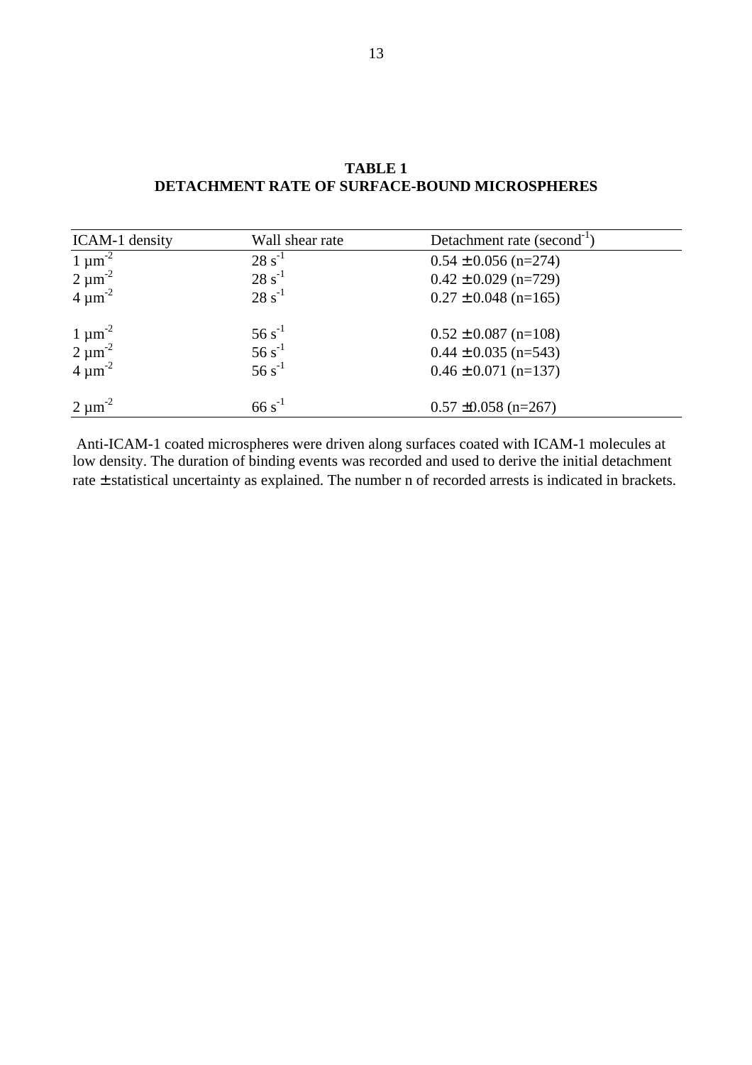**TABLE 1**
**DETACHMENT RATE OF SURFACE-BOUND MICROSPHERES**

| ICAM-1 density | Wall shear rate | Detachment rate (second$^{-1}$) |
|---|---|---|
| 1 µm$^{-2}$ | 28 s$^{-1}$ | 0.54 ± 0.056 (n=274) |
| 2 µm$^{-2}$ | 28 s$^{-1}$ | 0.42 ± 0.029 (n=729) |
| 4 µm$^{-2}$ | 28 s$^{-1}$ | 0.27 ± 0.048 (n=165) |
| | | |
| 1 µm$^{-2}$ | 56 s$^{-1}$ | 0.52 ± 0.087 (n=108) |
| 2 µm$^{-2}$ | 56 s$^{-1}$ | 0.44 ± 0.035 (n=543) |
| 4 µm$^{-2}$ | 56 s$^{-1}$ | 0.46 ± 0.071 (n=137) |
| | | |
| 2 µm$^{-2}$ | 66 s$^{-1}$ | 0.57 ±0.058 (n=267) |

Anti-ICAM-1 coated microspheres were driven along surfaces coated with ICAM-1 molecules at low density. The duration of binding events was recorded and used to derive the initial detachment rate ± statistical uncertainty as explained. The number n of recorded arrests is indicated in brackets.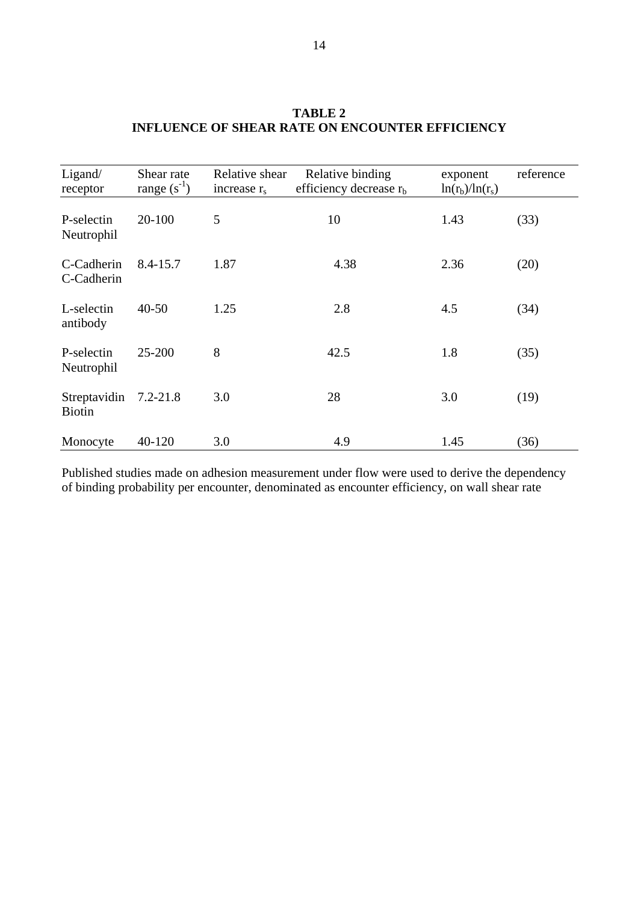# TABLE 2

## INFLUENCE OF SHEAR RATE ON ENCOUNTER EFFICIENCY

| Ligand/ receptor | Shear rate range ($s^{-1}$) | Relative shear increase $r_s$ | Relative binding efficiency decrease $r_b$ | exponent $\ln(r_b)/\ln(r_s)$ | reference |
|---|---|---|---|---|---|
| P-selectin Neutrophil | 20-100 | 5 | 10 | 1.43 | (33) |
| C-Cadherin C-Cadherin | 8.4-15.7 | 1.87 | 4.38 | 2.36 | (20) |
| L-selectin antibody | 40-50 | 1.25 | 2.8 | 4.5 | (34) |
| P-selectin Neutrophil | 25-200 | 8 | 42.5 | 1.8 | (35) |
| Streptavidin Biotin | 7.2-21.8 | 3.0 | 28 | 3.0 | (19) |
| Monocyte | 40-120 | 3.0 | 4.9 | 1.45 | (36) |

Published studies made on adhesion measurement under flow were used to derive the dependency of binding probability per encounter, denominated as encounter efficiency, on wall shear rate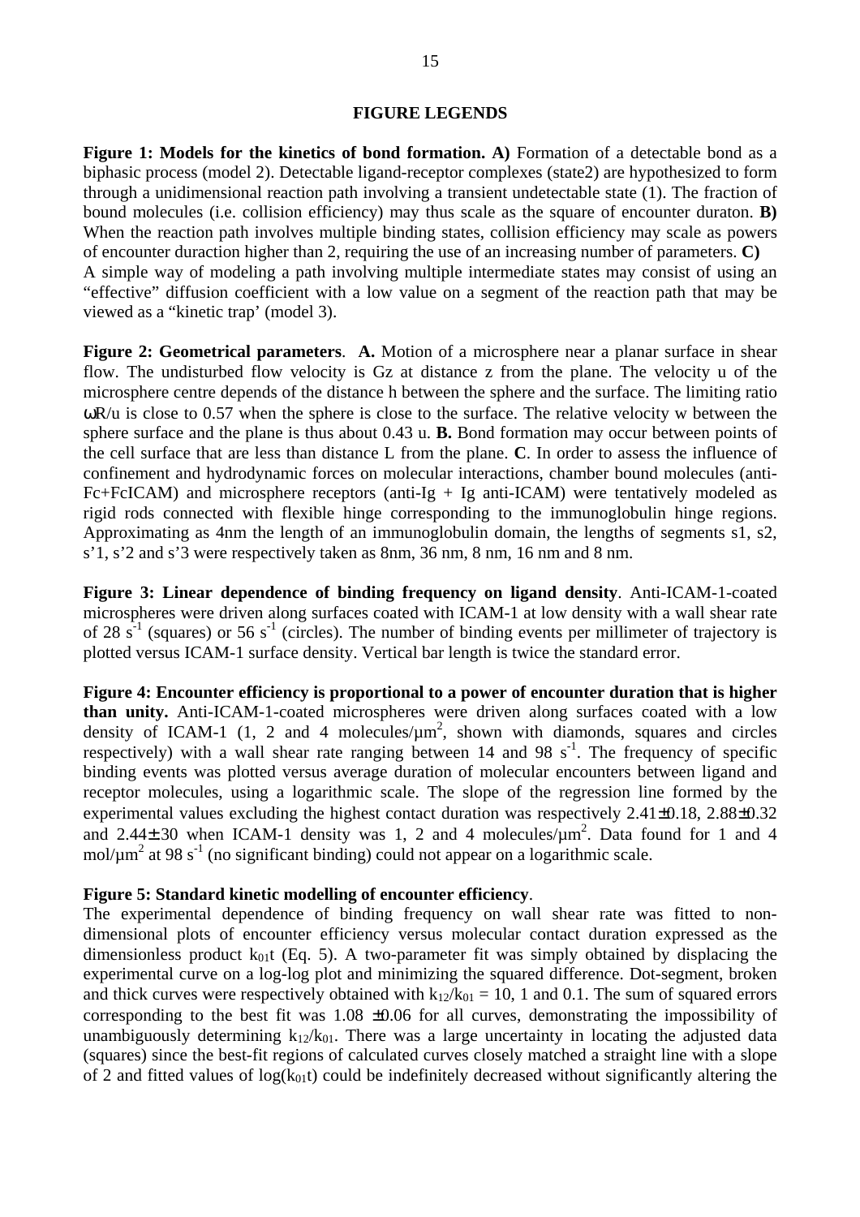## FIGURE LEGENDS

**Figure 1: Models for the kinetics of bond formation. A)** Formation of a detectable bond as a biphasic process (model 2). Detectable ligand-receptor complexes (state2) are hypothesized to form through a unidimensional reaction path involving a transient undetectable state (1). The fraction of bound molecules (i.e. collision efficiency) may thus scale as the square of encounter duraton. **B)** When the reaction path involves multiple binding states, collision efficiency may scale as powers of encounter duraction higher than 2, requiring the use of an increasing number of parameters. **C)** A simple way of modeling a path involving multiple intermediate states may consist of using an "effective" diffusion coefficient with a low value on a segment of the reaction path that may be viewed as a "kinetic trap' (model 3).

**Figure 2: Geometrical parameters**. **A.** Motion of a microsphere near a planar surface in shear flow. The undisturbed flow velocity is Gz at distance z from the plane. The velocity u of the microsphere centre depends of the distance h between the sphere and the surface. The limiting ratio $\omega R/u$ is close to 0.57 when the sphere is close to the surface. The relative velocity w between the sphere surface and the plane is thus about 0.43 u. **B.** Bond formation may occur between points of the cell surface that are less than distance L from the plane. **C**. In order to assess the influence of confinement and hydrodynamic forces on molecular interactions, chamber bound molecules (anti-Fc+FcICAM) and microsphere receptors (anti-Ig + Ig anti-ICAM) were tentatively modeled as rigid rods connected with flexible hinge corresponding to the immunoglobulin hinge regions. Approximating as 4nm the length of an immunoglobulin domain, the lengths of segments s1, s2, s'1, s'2 and s'3 were respectively taken as 8nm, 36 nm, 8 nm, 16 nm and 8 nm.

**Figure 3: Linear dependence of binding frequency on ligand density**. Anti-ICAM-1-coated microspheres were driven along surfaces coated with ICAM-1 at low density with a wall shear rate of 28 $s^{-1}$ (squares) or 56 $s^{-1}$ (circles). The number of binding events per millimeter of trajectory is plotted versus ICAM-1 surface density. Vertical bar length is twice the standard error.

**Figure 4: Encounter efficiency is proportional to a power of encounter duration that is higher than unity.** Anti-ICAM-1-coated microspheres were driven along surfaces coated with a low density of ICAM-1 (1, 2 and 4 molecules/µm$^2$, shown with diamonds, squares and circles respectively) with a wall shear rate ranging between 14 and 98 $s^{-1}$. The frequency of specific binding events was plotted versus average duration of molecular encounters between ligand and receptor molecules, using a logarithmic scale. The slope of the regression line formed by the experimental values excluding the highest contact duration was respectively 2.41±0.18, 2.88±0.32 and 2.44±.30 when ICAM-1 density was 1, 2 and 4 molecules/µm$^2$. Data found for 1 and 4 mol/µm$^2$ at 98 $s^{-1}$ (no significant binding) could not appear on a logarithmic scale.

**Figure 5: Standard kinetic modelling of encounter efficiency**.
The experimental dependence of binding frequency on wall shear rate was fitted to non-dimensional plots of encounter efficiency versus molecular contact duration expressed as the dimensionless product $k_{01}t$ (Eq. 5). A two-parameter fit was simply obtained by displacing the experimental curve on a log-log plot and minimizing the squared difference. Dot-segment, broken and thick curves were respectively obtained with $k_{12}/k_{01}$ = 10, 1 and 0.1. The sum of squared errors corresponding to the best fit was 1.08 ±0.06 for all curves, demonstrating the impossibility of unambiguously determining $k_{12}/k_{01}$. There was a large uncertainty in locating the adjusted data (squares) since the best-fit regions of calculated curves closely matched a straight line with a slope of 2 and fitted values of $\log(k_{01}t)$ could be indefinitely decreased without significantly altering the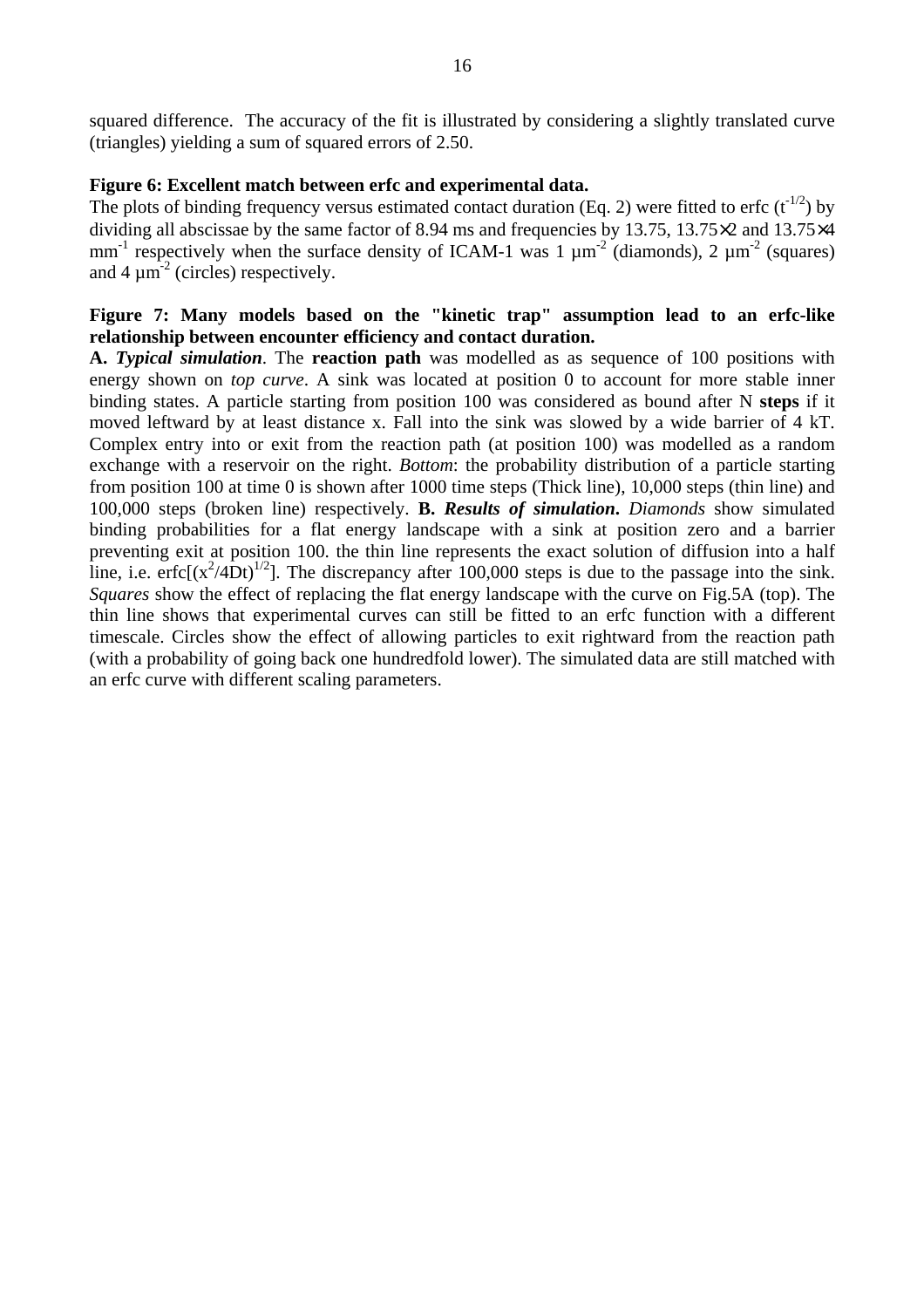squared difference. The accuracy of the fit is illustrated by considering a slightly translated curve (triangles) yielding a sum of squared errors of 2.50.

**Figure 6: Excellent match between erfc and experimental data.**

The plots of binding frequency versus estimated contact duration (Eq. 2) were fitted to erfc ($t^{-1/2}$) by dividing all abscissae by the same factor of 8.94 ms and frequencies by 13.75, 13.75×2 and 13.75×4 $mm^{-1}$ respectively when the surface density of ICAM-1 was 1 $\mu m^{-2}$ (diamonds), 2 $\mu m^{-2}$ (squares) and 4 $\mu m^{-2}$ (circles) respectively.

**Figure 7: Many models based on the "kinetic trap" assumption lead to an erfc-like relationship between encounter efficiency and contact duration.**

**A.** ***Typical simulation***. The **reaction path** was modelled as as sequence of 100 positions with energy shown on *top curve*. A sink was located at position 0 to account for more stable inner binding states. A particle starting from position 100 was considered as bound after N **steps** if it moved leftward by at least distance x. Fall into the sink was slowed by a wide barrier of 4 kT. Complex entry into or exit from the reaction path (at position 100) was modelled as a random exchange with a reservoir on the right. *Bottom*: the probability distribution of a particle starting from position 100 at time 0 is shown after 1000 time steps (Thick line), 10,000 steps (thin line) and 100,000 steps (broken line) respectively. **B.** ***Results of simulation***. *Diamonds* show simulated binding probabilities for a flat energy landscape with a sink at position zero and a barrier preventing exit at position 100. the thin line represents the exact solution of diffusion into a half line, i.e. erfc$[(x^2/4Dt)^{1/2}]$. The discrepancy after 100,000 steps is due to the passage into the sink. *Squares* show the effect of replacing the flat energy landscape with the curve on Fig.5A (top). The thin line shows that experimental curves can still be fitted to an erfc function with a different timescale. Circles show the effect of allowing particles to exit rightward from the reaction path (with a probability of going back one hundredfold lower). The simulated data are still matched with an erfc curve with different scaling parameters.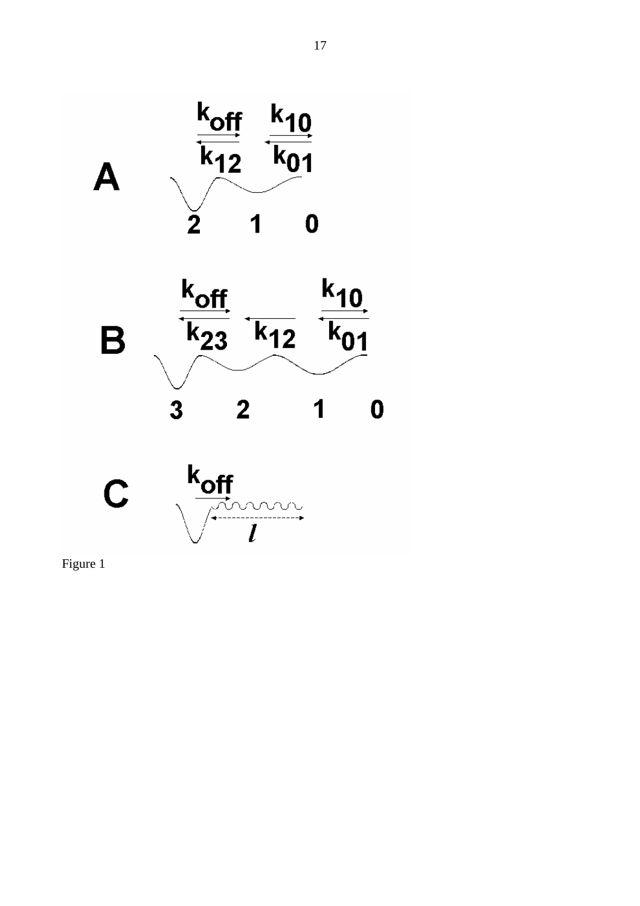Figure 1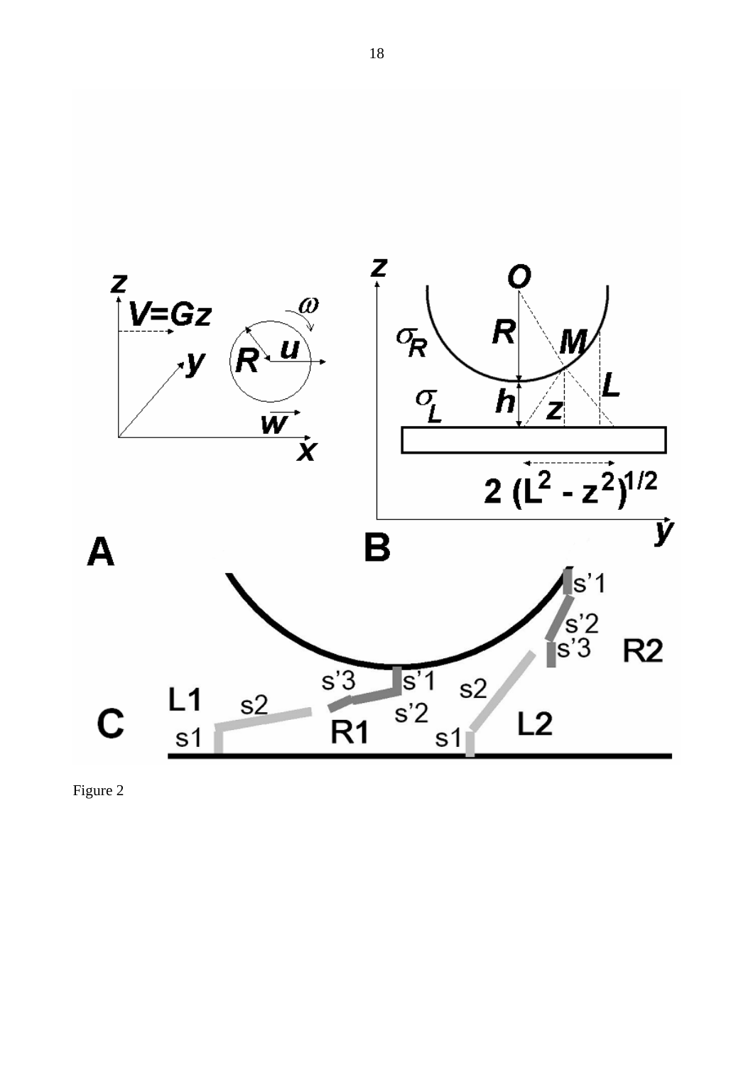Figure 2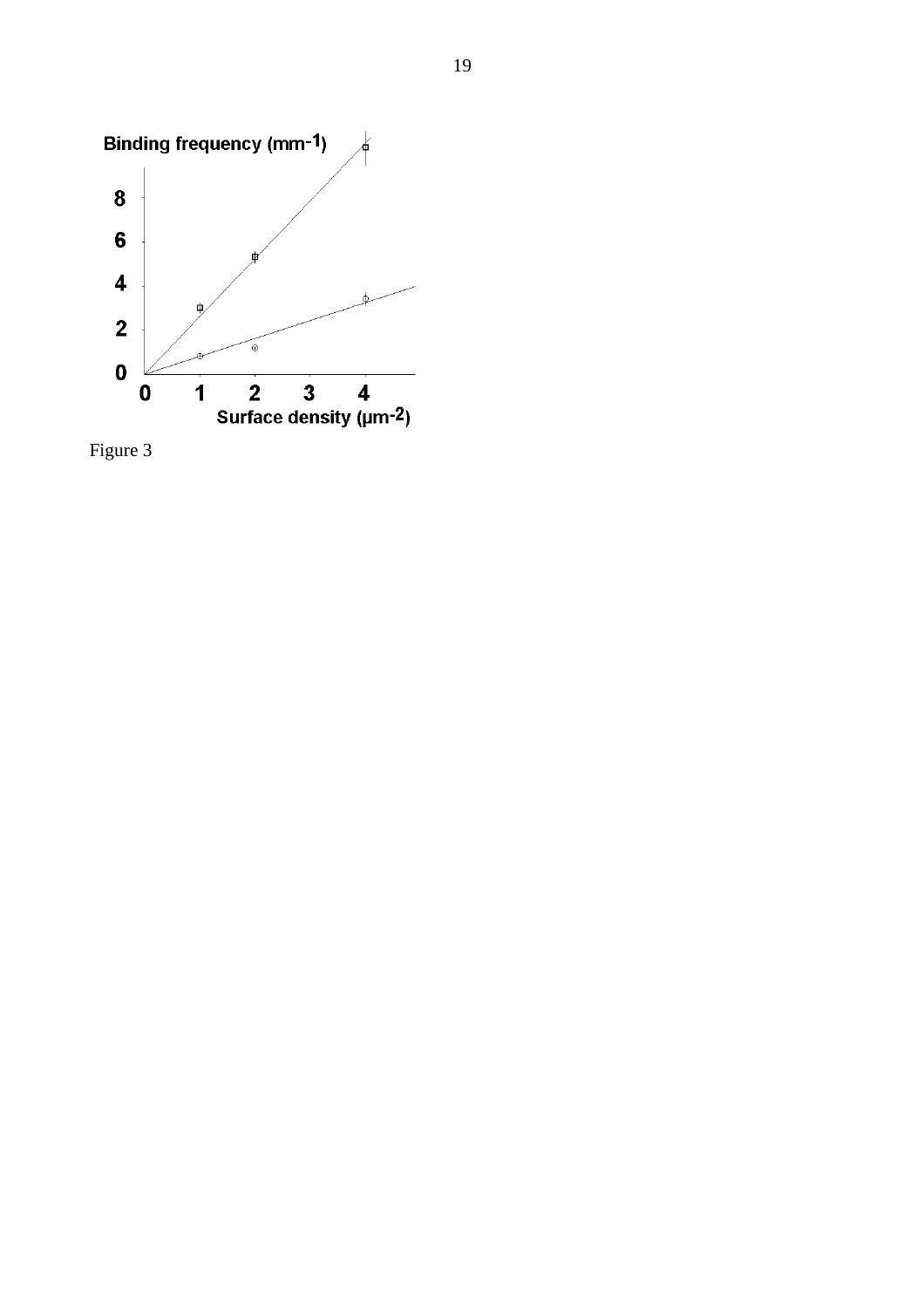Figure 3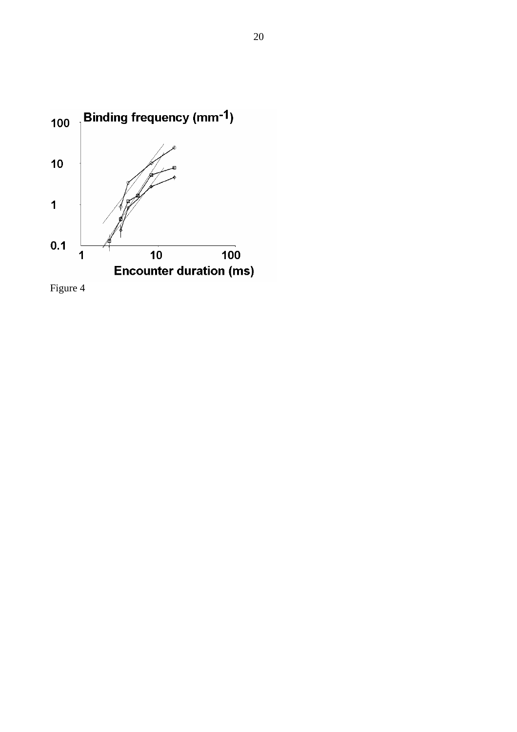Figure 4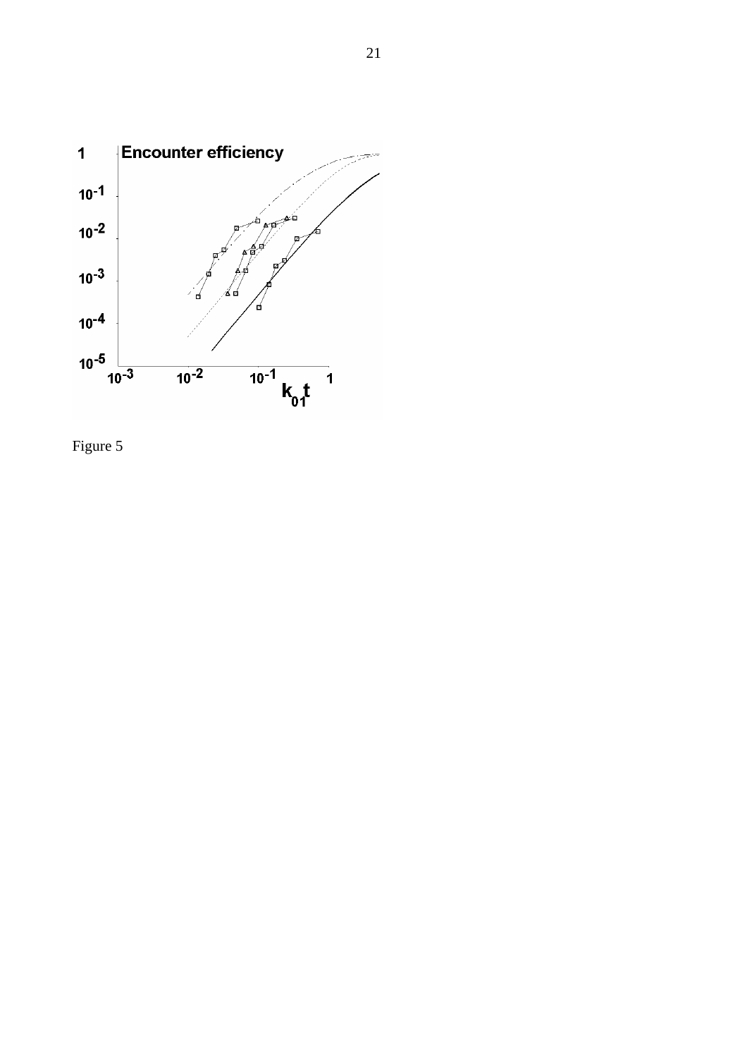Figure 5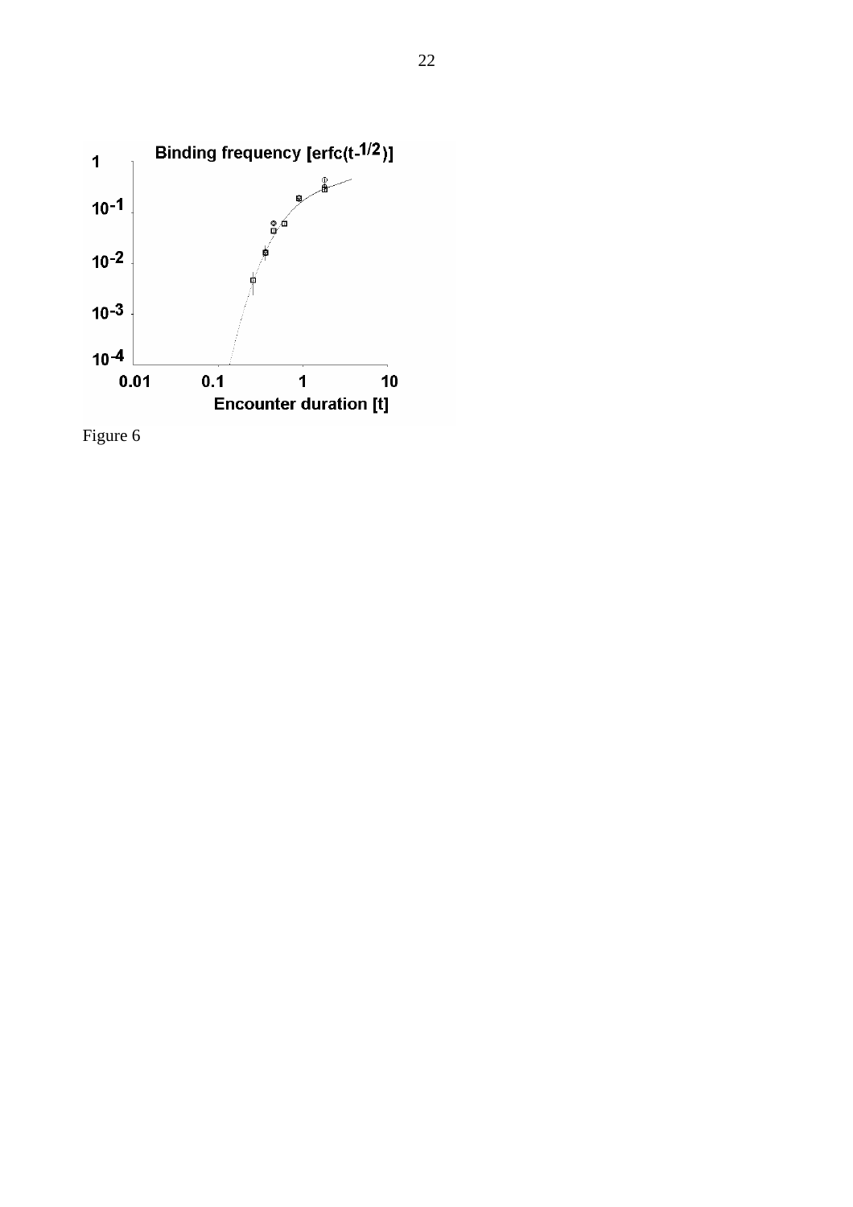Figure 6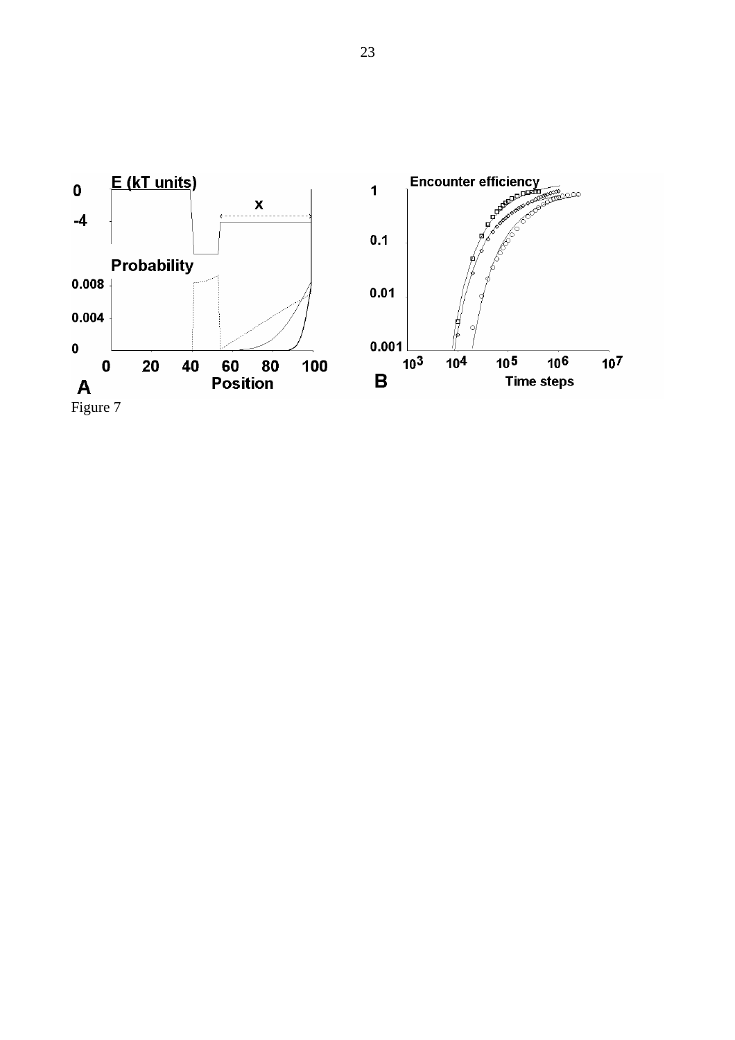E (kT units)

0

-4

x

Probability

0.008

0.004

0

0 20 40 60 80 100

Position

A

Encounter efficiency

1

0.1

0.01

0.001

$10^3$ $10^4$ $10^5$ $10^6$ $10^7$

Time steps

B

Figure 7